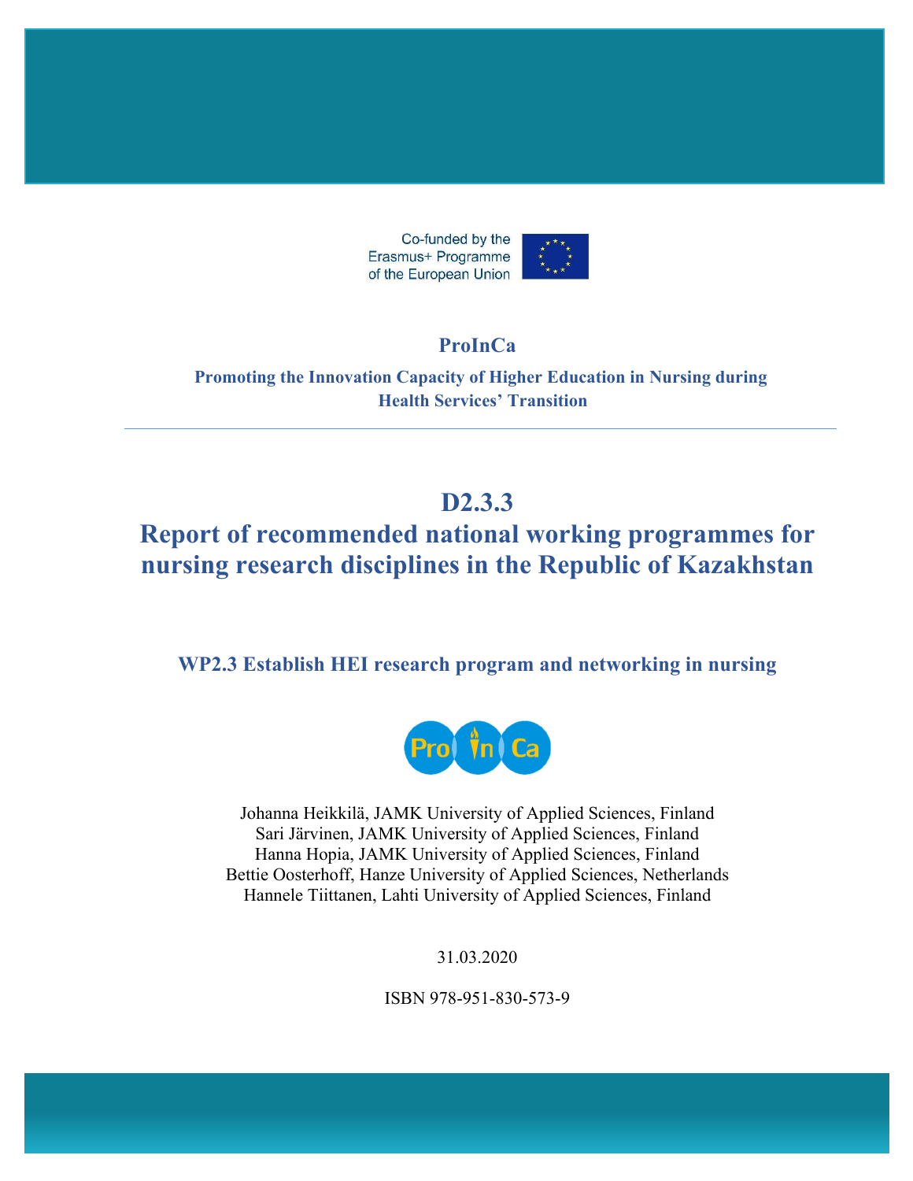Co-funded by the Erasmus+ Programme of the European Union

**ProInCa**

**Promoting the Innovation Capacity of Higher Education in Nursing during Health Services' Transition**

# D2.3.3

# Report of recommended national working programmes for nursing research disciplines in the Republic of Kazakhstan

## WP2.3 Establish HEI research program and networking in nursing

Pro In Ca

Johanna Heikkilä, JAMK University of Applied Sciences, Finland
Sari Järvinen, JAMK University of Applied Sciences, Finland
Hanna Hopia, JAMK University of Applied Sciences, Finland
Bettie Oosterhoff, Hanze University of Applied Sciences, Netherlands
Hannele Tiittanen, Lahti University of Applied Sciences, Finland

31.03.2020

ISBN 978-951-830-573-9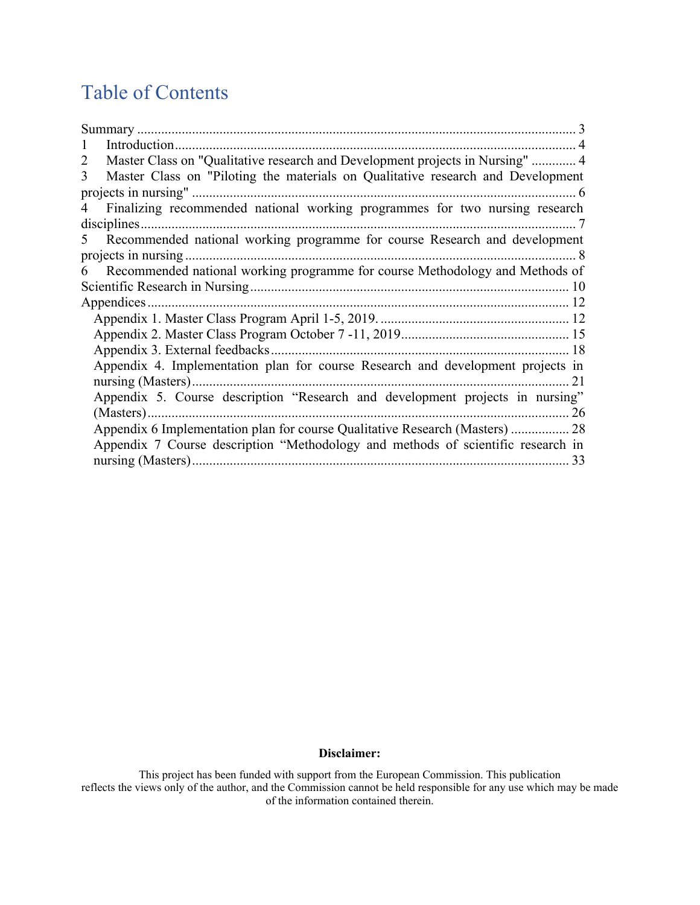# Table of Contents

Summary ............................................................................................................................. 3
1 Introduction ................................................................................................................... 4
2 Master Class on "Qualitative research and Development projects in Nursing" ............. 4
3 Master Class on "Piloting the materials on Qualitative research and Development projects in nursing" ............................................................................................................. 6
4 Finalizing recommended national working programmes for two nursing research disciplines ............................................................................................................................. 7
5 Recommended national working programme for course Research and development projects in nursing ............................................................................................................. 8
6 Recommended national working programme for course Methodology and Methods of Scientific Research in Nursing ........................................................................................... 10
Appendices ......................................................................................................................... 12
- Appendix 1. Master Class Program April 1-5, 2019. ...................................................... 12
- Appendix 2. Master Class Program October 7 -11, 2019 ................................................ 15
- Appendix 3. External feedbacks ...................................................................................... 18
- Appendix 4. Implementation plan for course Research and development projects in nursing (Masters) ............................................................................................................. 21
- Appendix 5. Course description "Research and development projects in nursing" (Masters) ........................................................................................................................... 26
- Appendix 6 Implementation plan for course Qualitative Research (Masters) ................. 28
- Appendix 7 Course description "Methodology and methods of scientific research in nursing (Masters) ............................................................................................................. 33

**Disclaimer:**

This project has been funded with support from the European Commission. This publication reflects the views only of the author, and the Commission cannot be held responsible for any use which may be made of the information contained therein.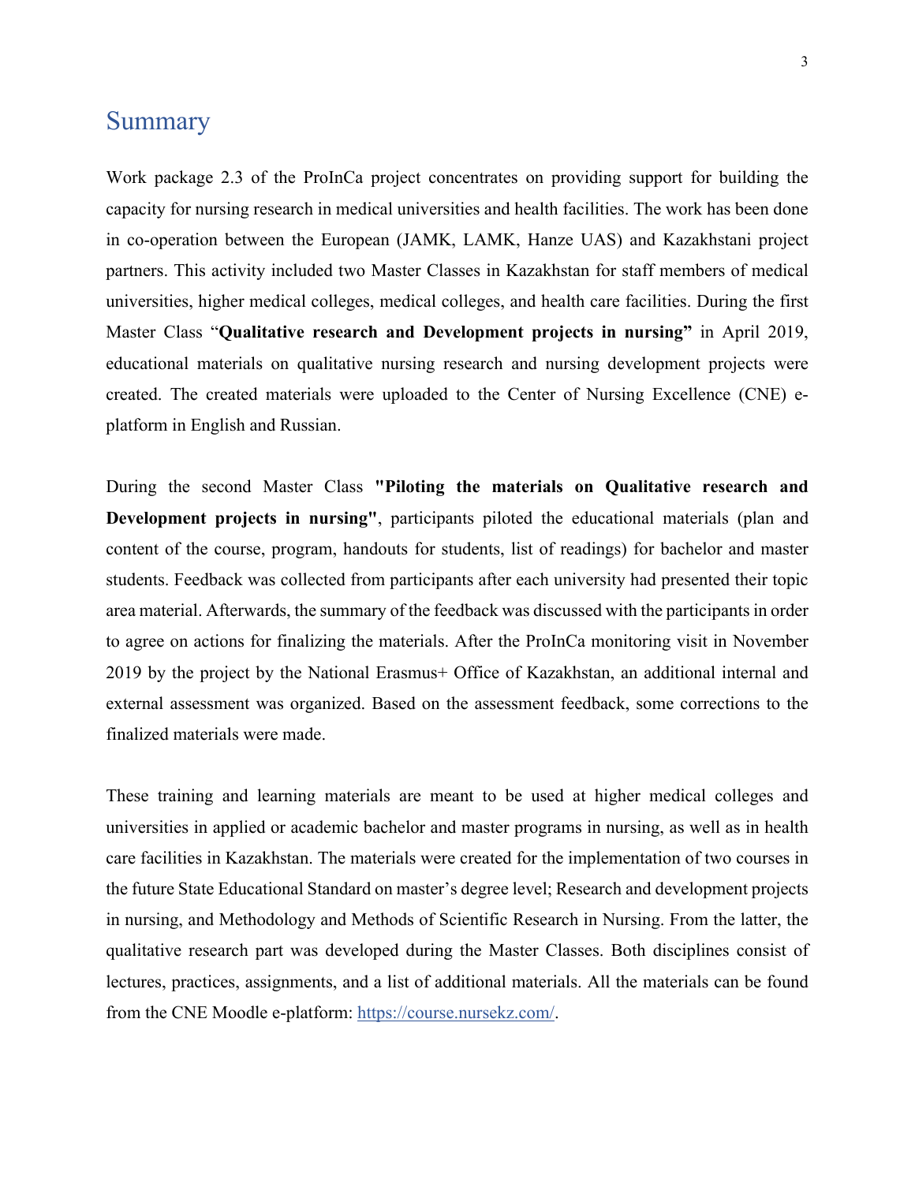# Summary

Work package 2.3 of the ProInCa project concentrates on providing support for building the capacity for nursing research in medical universities and health facilities. The work has been done in co-operation between the European (JAMK, LAMK, Hanze UAS) and Kazakhstani project partners. This activity included two Master Classes in Kazakhstan for staff members of medical universities, higher medical colleges, medical colleges, and health care facilities. During the first Master Class "**Qualitative research and Development projects in nursing"** in April 2019, educational materials on qualitative nursing research and nursing development projects were created. The created materials were uploaded to the Center of Nursing Excellence (CNE) e-platform in English and Russian.

During the second Master Class **"Piloting the materials on Qualitative research and Development projects in nursing"**, participants piloted the educational materials (plan and content of the course, program, handouts for students, list of readings) for bachelor and master students. Feedback was collected from participants after each university had presented their topic area material. Afterwards, the summary of the feedback was discussed with the participants in order to agree on actions for finalizing the materials. After the ProInCa monitoring visit in November 2019 by the project by the National Erasmus+ Office of Kazakhstan, an additional internal and external assessment was organized. Based on the assessment feedback, some corrections to the finalized materials were made.

These training and learning materials are meant to be used at higher medical colleges and universities in applied or academic bachelor and master programs in nursing, as well as in health care facilities in Kazakhstan. The materials were created for the implementation of two courses in the future State Educational Standard on master's degree level; Research and development projects in nursing, and Methodology and Methods of Scientific Research in Nursing. From the latter, the qualitative research part was developed during the Master Classes. Both disciplines consist of lectures, practices, assignments, and a list of additional materials. All the materials can be found from the CNE Moodle e-platform: [https://course.nursekz.com/](https://course.nursekz.com/).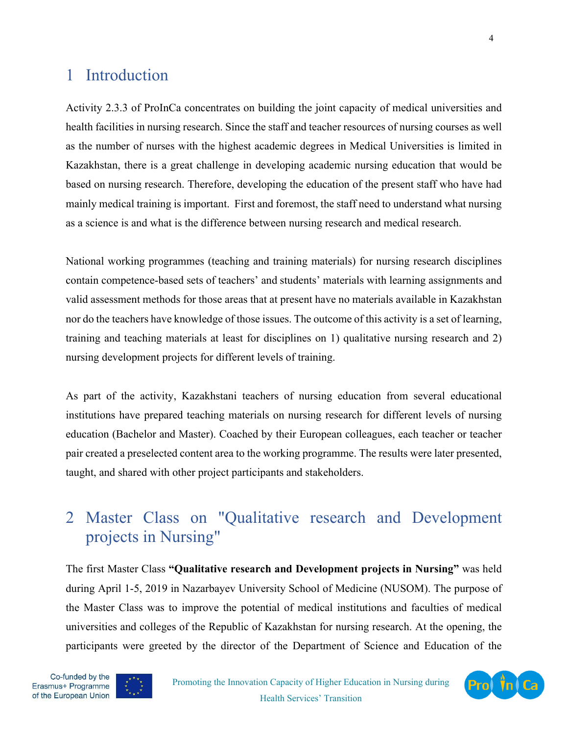# 1 Introduction

Activity 2.3.3 of ProInCa concentrates on building the joint capacity of medical universities and health facilities in nursing research. Since the staff and teacher resources of nursing courses as well as the number of nurses with the highest academic degrees in Medical Universities is limited in Kazakhstan, there is a great challenge in developing academic nursing education that would be based on nursing research. Therefore, developing the education of the present staff who have had mainly medical training is important. First and foremost, the staff need to understand what nursing as a science is and what is the difference between nursing research and medical research.

National working programmes (teaching and training materials) for nursing research disciplines contain competence-based sets of teachers' and students' materials with learning assignments and valid assessment methods for those areas that at present have no materials available in Kazakhstan nor do the teachers have knowledge of those issues. The outcome of this activity is a set of learning, training and teaching materials at least for disciplines on 1) qualitative nursing research and 2) nursing development projects for different levels of training.

As part of the activity, Kazakhstani teachers of nursing education from several educational institutions have prepared teaching materials on nursing research for different levels of nursing education (Bachelor and Master). Coached by their European colleagues, each teacher or teacher pair created a preselected content area to the working programme. The results were later presented, taught, and shared with other project participants and stakeholders.

# 2 Master Class on "Qualitative research and Development projects in Nursing"

The first Master Class **"Qualitative research and Development projects in Nursing"** was held during April 1-5, 2019 in Nazarbayev University School of Medicine (NUSOM). The purpose of the Master Class was to improve the potential of medical institutions and faculties of medical universities and colleges of the Republic of Kazakhstan for nursing research. At the opening, the participants were greeted by the director of the Department of Science and Education of the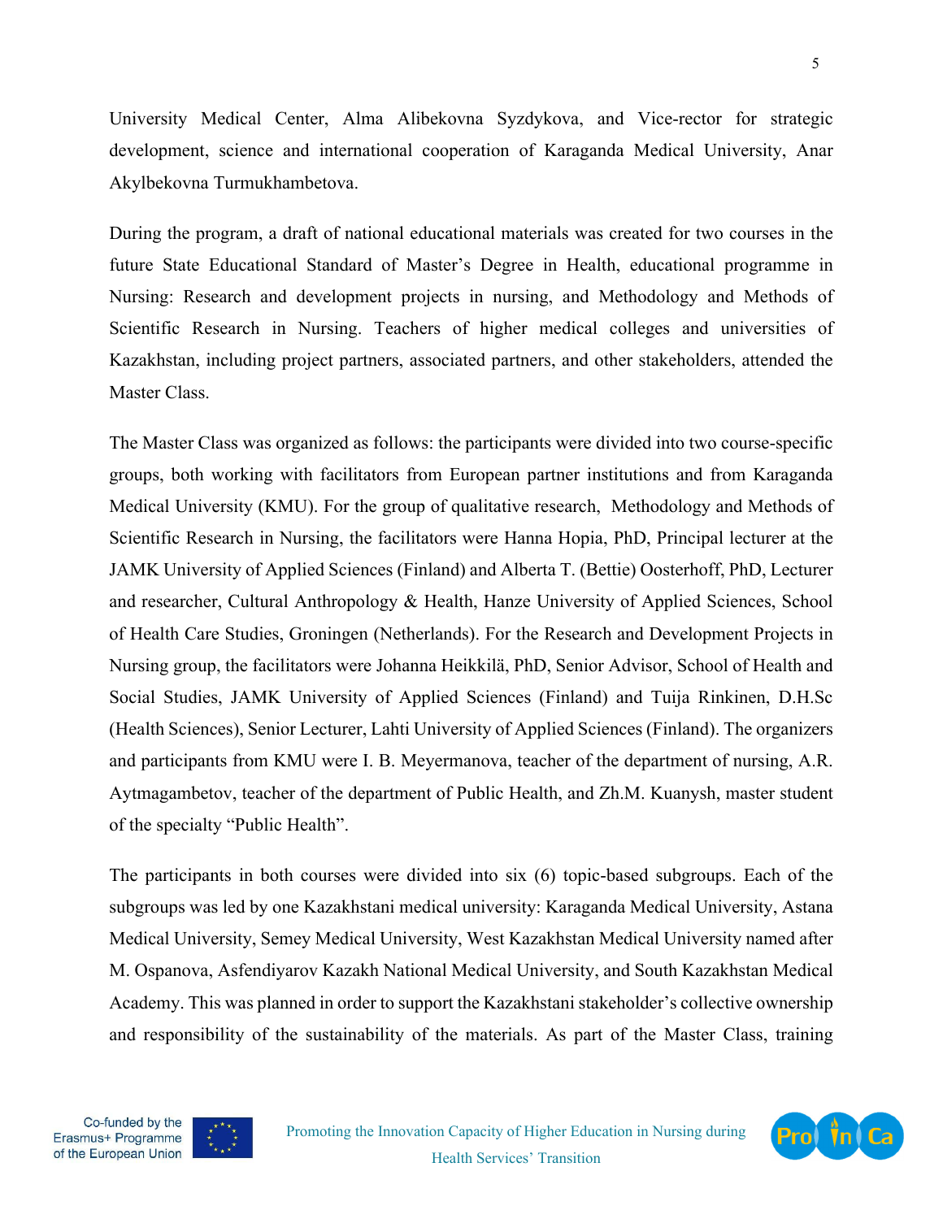University Medical Center, Alma Alibekovna Syzdykova, and Vice-rector for strategic development, science and international cooperation of Karaganda Medical University, Anar Akylbekovna Turmukhambetova.

During the program, a draft of national educational materials was created for two courses in the future State Educational Standard of Master's Degree in Health, educational programme in Nursing: Research and development projects in nursing, and Methodology and Methods of Scientific Research in Nursing. Teachers of higher medical colleges and universities of Kazakhstan, including project partners, associated partners, and other stakeholders, attended the Master Class.

The Master Class was organized as follows: the participants were divided into two course-specific groups, both working with facilitators from European partner institutions and from Karaganda Medical University (KMU). For the group of qualitative research, Methodology and Methods of Scientific Research in Nursing, the facilitators were Hanna Hopia, PhD, Principal lecturer at the JAMK University of Applied Sciences (Finland) and Alberta T. (Bettie) Oosterhoff, PhD, Lecturer and researcher, Cultural Anthropology & Health, Hanze University of Applied Sciences, School of Health Care Studies, Groningen (Netherlands). For the Research and Development Projects in Nursing group, the facilitators were Johanna Heikkilä, PhD, Senior Advisor, School of Health and Social Studies, JAMK University of Applied Sciences (Finland) and Tuija Rinkinen, D.H.Sc (Health Sciences), Senior Lecturer, Lahti University of Applied Sciences (Finland). The organizers and participants from KMU were I. B. Meyermanova, teacher of the department of nursing, A.R. Aytmagambetov, teacher of the department of Public Health, and Zh.M. Kuanysh, master student of the specialty "Public Health".

The participants in both courses were divided into six (6) topic-based subgroups. Each of the subgroups was led by one Kazakhstani medical university: Karaganda Medical University, Astana Medical University, Semey Medical University, West Kazakhstan Medical University named after M. Ospanova, Asfendiyarov Kazakh National Medical University, and South Kazakhstan Medical Academy. This was planned in order to support the Kazakhstani stakeholder's collective ownership and responsibility of the sustainability of the materials. As part of the Master Class, training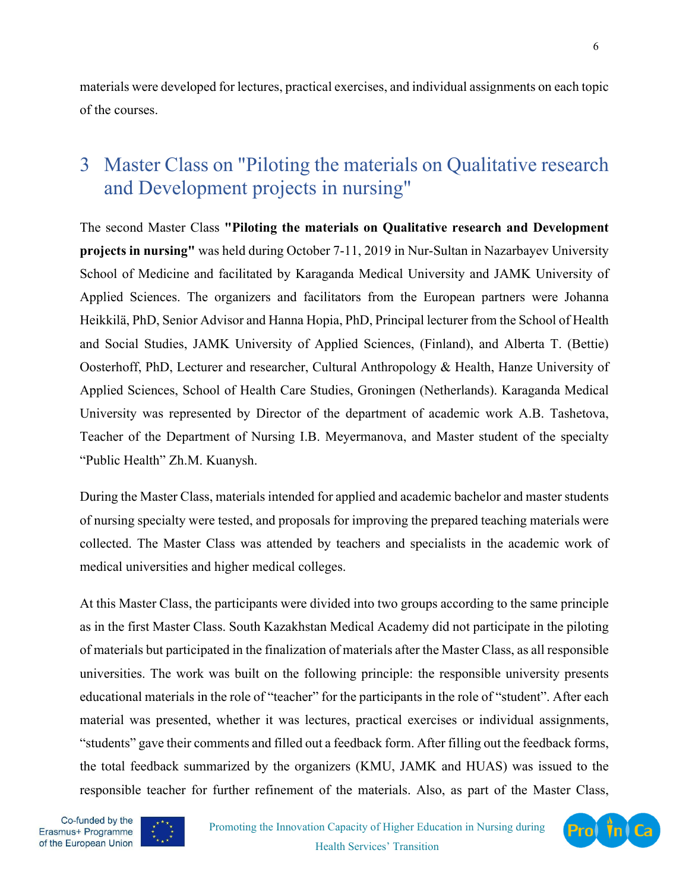materials were developed for lectures, practical exercises, and individual assignments on each topic of the courses.

# 3 Master Class on "Piloting the materials on Qualitative research and Development projects in nursing"

The second Master Class **"Piloting the materials on Qualitative research and Development projects in nursing"** was held during October 7-11, 2019 in Nur-Sultan in Nazarbayev University School of Medicine and facilitated by Karaganda Medical University and JAMK University of Applied Sciences. The organizers and facilitators from the European partners were Johanna Heikkilä, PhD, Senior Advisor and Hanna Hopia, PhD, Principal lecturer from the School of Health and Social Studies, JAMK University of Applied Sciences, (Finland), and Alberta T. (Bettie) Oosterhoff, PhD, Lecturer and researcher, Cultural Anthropology & Health, Hanze University of Applied Sciences, School of Health Care Studies, Groningen (Netherlands). Karaganda Medical University was represented by Director of the department of academic work A.B. Tashetova, Teacher of the Department of Nursing I.B. Meyermanova, and Master student of the specialty "Public Health" Zh.M. Kuanysh.

During the Master Class, materials intended for applied and academic bachelor and master students of nursing specialty were tested, and proposals for improving the prepared teaching materials were collected. The Master Class was attended by teachers and specialists in the academic work of medical universities and higher medical colleges.

At this Master Class, the participants were divided into two groups according to the same principle as in the first Master Class. South Kazakhstan Medical Academy did not participate in the piloting of materials but participated in the finalization of materials after the Master Class, as all responsible universities. The work was built on the following principle: the responsible university presents educational materials in the role of "teacher" for the participants in the role of "student". After each material was presented, whether it was lectures, practical exercises or individual assignments, "students" gave their comments and filled out a feedback form. After filling out the feedback forms, the total feedback summarized by the organizers (KMU, JAMK and HUAS) was issued to the responsible teacher for further refinement of the materials. Also, as part of the Master Class,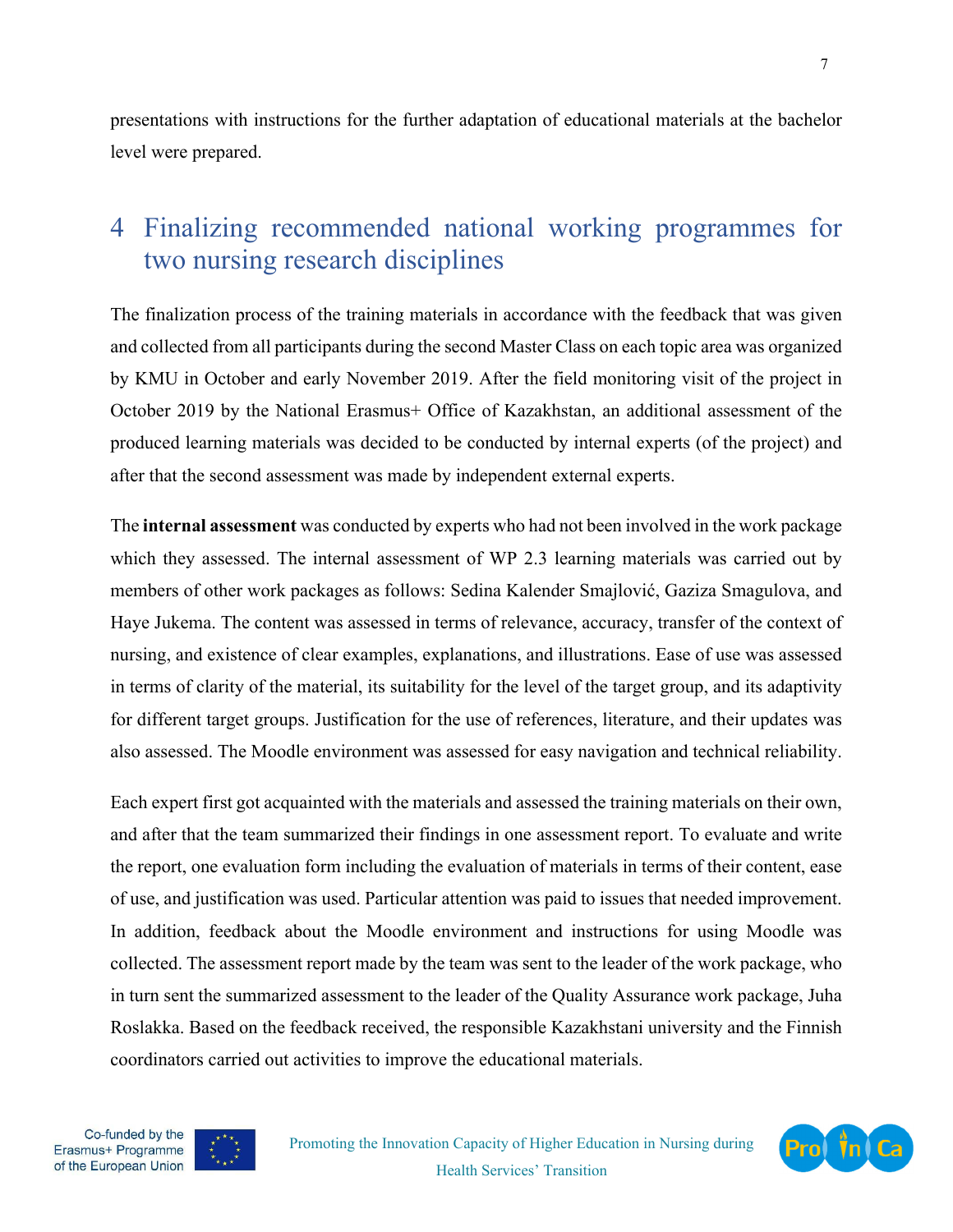presentations with instructions for the further adaptation of educational materials at the bachelor level were prepared.

# 4 Finalizing recommended national working programmes for two nursing research disciplines

The finalization process of the training materials in accordance with the feedback that was given and collected from all participants during the second Master Class on each topic area was organized by KMU in October and early November 2019. After the field monitoring visit of the project in October 2019 by the National Erasmus+ Office of Kazakhstan, an additional assessment of the produced learning materials was decided to be conducted by internal experts (of the project) and after that the second assessment was made by independent external experts.

The **internal assessment** was conducted by experts who had not been involved in the work package which they assessed. The internal assessment of WP 2.3 learning materials was carried out by members of other work packages as follows: Sedina Kalender Smajlović, Gaziza Smagulova, and Haye Jukema. The content was assessed in terms of relevance, accuracy, transfer of the context of nursing, and existence of clear examples, explanations, and illustrations. Ease of use was assessed in terms of clarity of the material, its suitability for the level of the target group, and its adaptivity for different target groups. Justification for the use of references, literature, and their updates was also assessed. The Moodle environment was assessed for easy navigation and technical reliability.

Each expert first got acquainted with the materials and assessed the training materials on their own, and after that the team summarized their findings in one assessment report. To evaluate and write the report, one evaluation form including the evaluation of materials in terms of their content, ease of use, and justification was used. Particular attention was paid to issues that needed improvement. In addition, feedback about the Moodle environment and instructions for using Moodle was collected. The assessment report made by the team was sent to the leader of the work package, who in turn sent the summarized assessment to the leader of the Quality Assurance work package, Juha Roslakka. Based on the feedback received, the responsible Kazakhstani university and the Finnish coordinators carried out activities to improve the educational materials.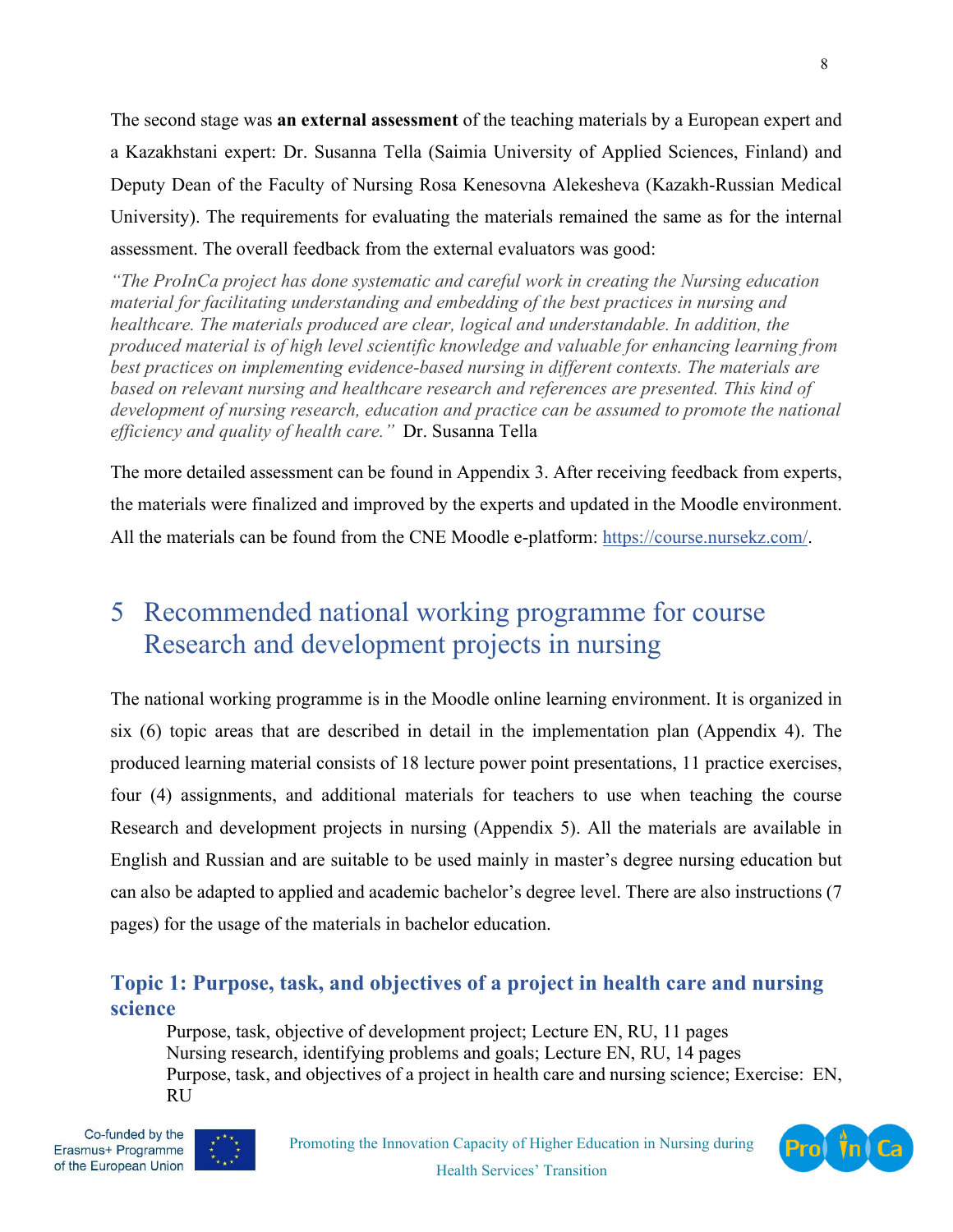The second stage was **an external assessment** of the teaching materials by a European expert and a Kazakhstani expert: Dr. Susanna Tella (Saimia University of Applied Sciences, Finland) and Deputy Dean of the Faculty of Nursing Rosa Kenesovna Alekesheva (Kazakh-Russian Medical University). The requirements for evaluating the materials remained the same as for the internal assessment. The overall feedback from the external evaluators was good:

*"The ProInCa project has done systematic and careful work in creating the Nursing education material for facilitating understanding and embedding of the best practices in nursing and healthcare. The materials produced are clear, logical and understandable. In addition, the produced material is of high level scientific knowledge and valuable for enhancing learning from best practices on implementing evidence-based nursing in different contexts. The materials are based on relevant nursing and healthcare research and references are presented. This kind of development of nursing research, education and practice can be assumed to promote the national efficiency and quality of health care."* Dr. Susanna Tella

The more detailed assessment can be found in Appendix 3. After receiving feedback from experts, the materials were finalized and improved by the experts and updated in the Moodle environment. All the materials can be found from the CNE Moodle e-platform: https://course.nursekz.com/.

# 5 Recommended national working programme for course Research and development projects in nursing

The national working programme is in the Moodle online learning environment. It is organized in six (6) topic areas that are described in detail in the implementation plan (Appendix 4). The produced learning material consists of 18 lecture power point presentations, 11 practice exercises, four (4) assignments, and additional materials for teachers to use when teaching the course Research and development projects in nursing (Appendix 5). All the materials are available in English and Russian and are suitable to be used mainly in master's degree nursing education but can also be adapted to applied and academic bachelor's degree level. There are also instructions (7 pages) for the usage of the materials in bachelor education.

### Topic 1: Purpose, task, and objectives of a project in health care and nursing science

Purpose, task, objective of development project; Lecture EN, RU, 11 pages
Nursing research, identifying problems and goals; Lecture EN, RU, 14 pages
Purpose, task, and objectives of a project in health care and nursing science; Exercise: EN, RU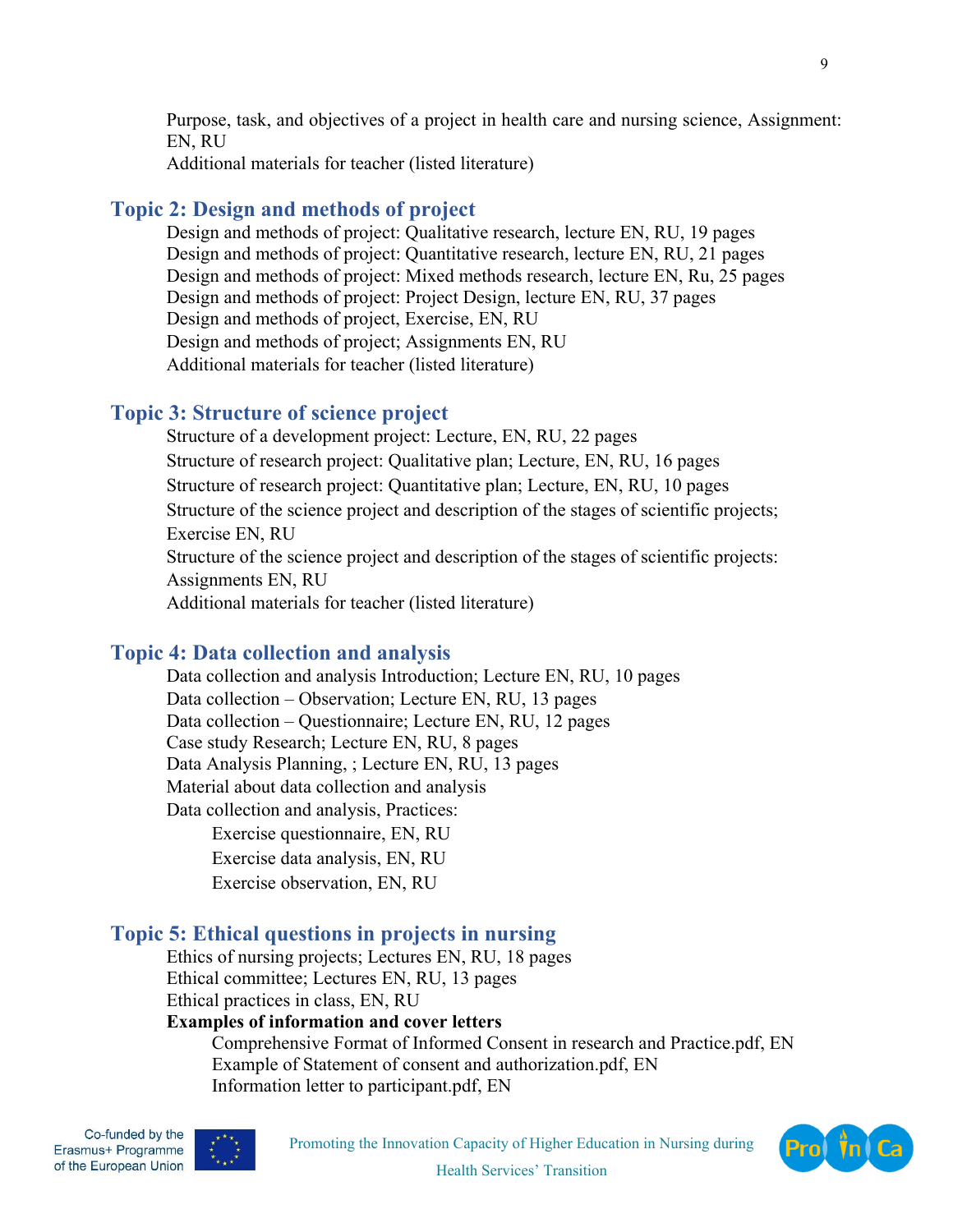Purpose, task, and objectives of a project in health care and nursing science, Assignment: EN, RU

Additional materials for teacher (listed literature)

## Topic 2: Design and methods of project

Design and methods of project: Qualitative research, lecture EN, RU, 19 pages
Design and methods of project: Quantitative research, lecture EN, RU, 21 pages
Design and methods of project: Mixed methods research, lecture EN, Ru, 25 pages
Design and methods of project: Project Design, lecture EN, RU, 37 pages
Design and methods of project, Exercise, EN, RU
Design and methods of project; Assignments EN, RU
Additional materials for teacher (listed literature)

## Topic 3: Structure of science project

Structure of a development project: Lecture, EN, RU, 22 pages
Structure of research project: Qualitative plan; Lecture, EN, RU, 16 pages
Structure of research project: Quantitative plan; Lecture, EN, RU, 10 pages
Structure of the science project and description of the stages of scientific projects; Exercise EN, RU
Structure of the science project and description of the stages of scientific projects: Assignments EN, RU
Additional materials for teacher (listed literature)

## Topic 4: Data collection and analysis

Data collection and analysis Introduction; Lecture EN, RU, 10 pages
Data collection – Observation; Lecture EN, RU, 13 pages
Data collection – Questionnaire; Lecture EN, RU, 12 pages
Case study Research; Lecture EN, RU, 8 pages
Data Analysis Planning, ; Lecture EN, RU, 13 pages
Material about data collection and analysis
Data collection and analysis, Practices:

- Exercise questionnaire, EN, RU
- Exercise data analysis, EN, RU
- Exercise observation, EN, RU

## Topic 5: Ethical questions in projects in nursing

Ethics of nursing projects; Lectures EN, RU, 18 pages
Ethical committee; Lectures EN, RU, 13 pages
Ethical practices in class, EN, RU

**Examples of information and cover letters**

- Comprehensive Format of Informed Consent in research and Practice.pdf, EN
- Example of Statement of consent and authorization.pdf, EN
- Information letter to participant.pdf, EN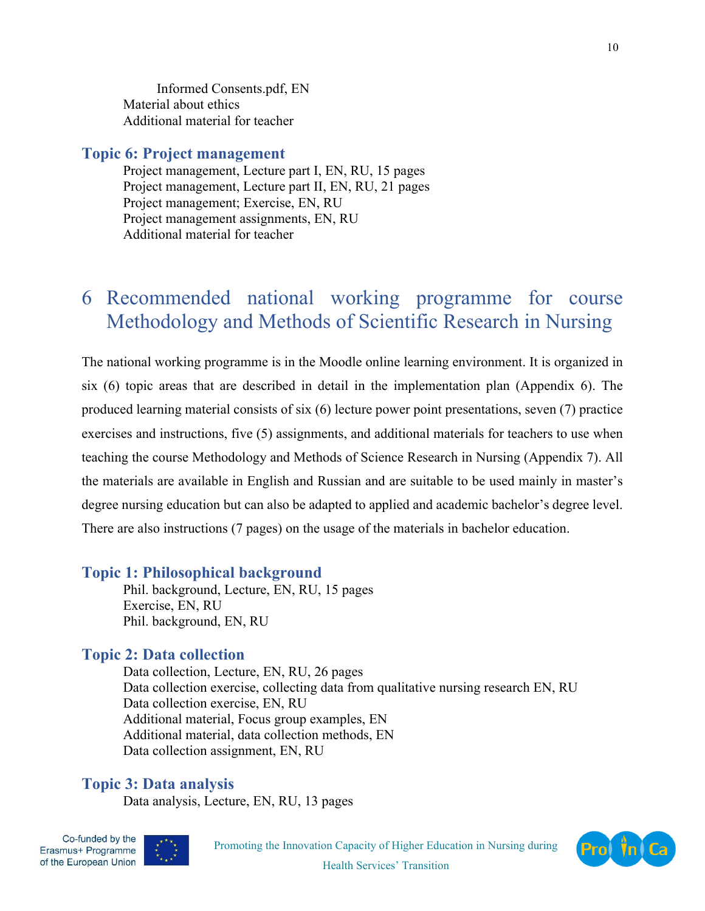Informed Consents.pdf, EN
Material about ethics
Additional material for teacher

### Topic 6: Project management

Project management, Lecture part I, EN, RU, 15 pages
Project management, Lecture part II, EN, RU, 21 pages
Project management; Exercise, EN, RU
Project management assignments, EN, RU
Additional material for teacher

# 6 Recommended national working programme for course Methodology and Methods of Scientific Research in Nursing

The national working programme is in the Moodle online learning environment. It is organized in six (6) topic areas that are described in detail in the implementation plan (Appendix 6). The produced learning material consists of six (6) lecture power point presentations, seven (7) practice exercises and instructions, five (5) assignments, and additional materials for teachers to use when teaching the course Methodology and Methods of Science Research in Nursing (Appendix 7). All the materials are available in English and Russian and are suitable to be used mainly in master's degree nursing education but can also be adapted to applied and academic bachelor's degree level. There are also instructions (7 pages) on the usage of the materials in bachelor education.

### Topic 1: Philosophical background

Phil. background, Lecture, EN, RU, 15 pages
Exercise, EN, RU
Phil. background, EN, RU

### Topic 2: Data collection

Data collection, Lecture, EN, RU, 26 pages
Data collection exercise, collecting data from qualitative nursing research EN, RU
Data collection exercise, EN, RU
Additional material, Focus group examples, EN
Additional material, data collection methods, EN
Data collection assignment, EN, RU

### Topic 3: Data analysis

Data analysis, Lecture, EN, RU, 13 pages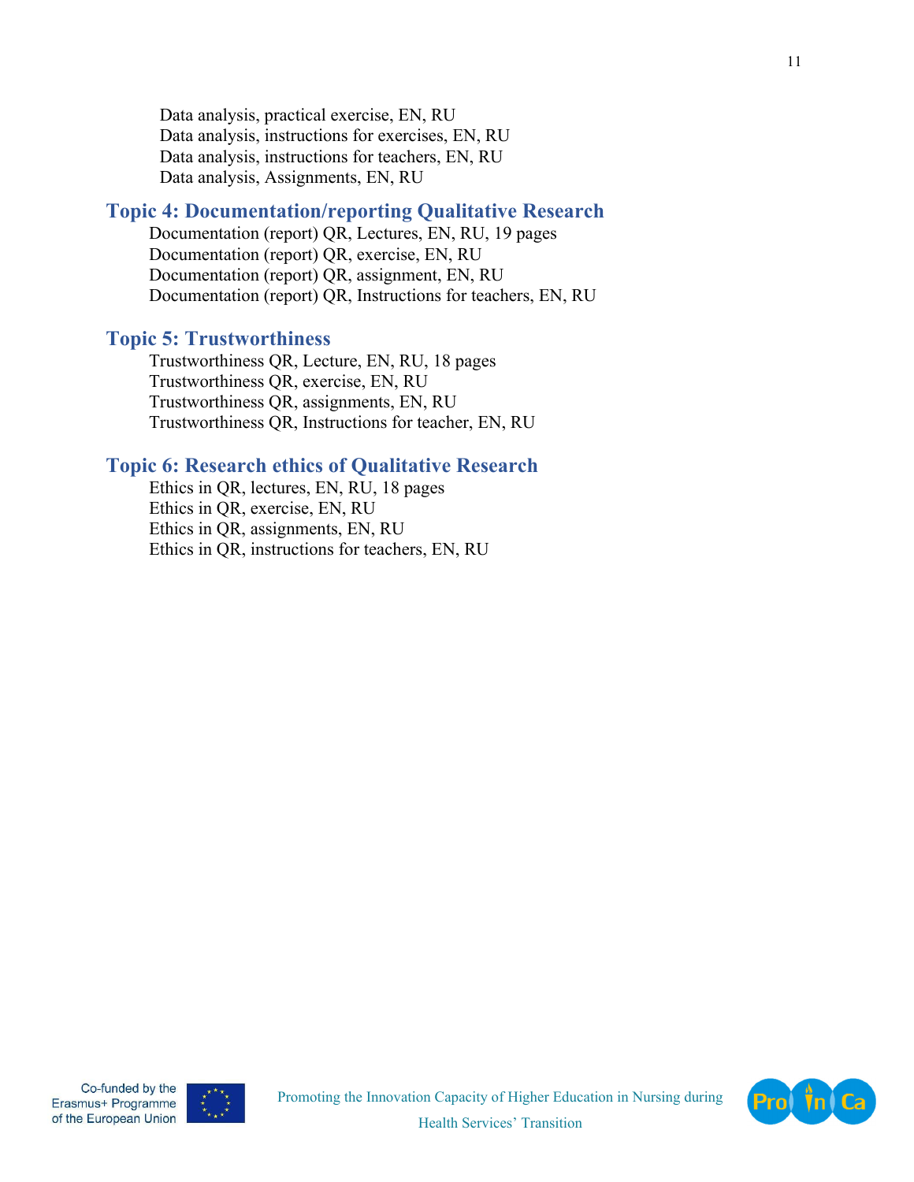Data analysis, practical exercise, EN, RU
Data analysis, instructions for exercises, EN, RU
Data analysis, instructions for teachers, EN, RU
Data analysis, Assignments, EN, RU

## Topic 4: Documentation/reporting Qualitative Research

Documentation (report) QR, Lectures, EN, RU, 19 pages
Documentation (report) QR, exercise, EN, RU
Documentation (report) QR, assignment, EN, RU
Documentation (report) QR, Instructions for teachers, EN, RU

## Topic 5: Trustworthiness

Trustworthiness QR, Lecture, EN, RU, 18 pages
Trustworthiness QR, exercise, EN, RU
Trustworthiness QR, assignments, EN, RU
Trustworthiness QR, Instructions for teacher, EN, RU

## Topic 6: Research ethics of Qualitative Research

Ethics in QR, lectures, EN, RU, 18 pages
Ethics in QR, exercise, EN, RU
Ethics in QR, assignments, EN, RU
Ethics in QR, instructions for teachers, EN, RU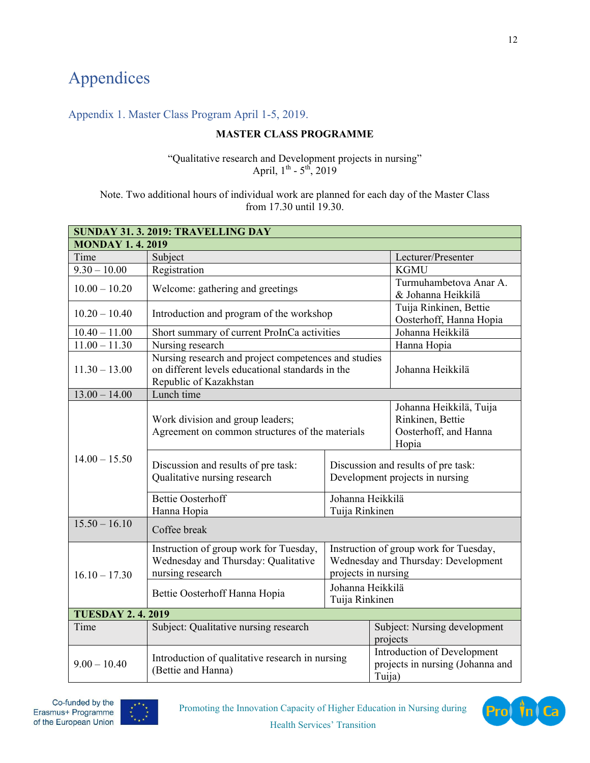# Appendices

## Appendix 1. Master Class Program April 1-5, 2019.

**MASTER CLASS PROGRAMME**

"Qualitative research and Development projects in nursing"
April, 1th - 5th, 2019

Note. Two additional hours of individual work are planned for each day of the Master Class from 17.30 until 19.30.

| **SUNDAY 31. 3. 2019: TRAVELLING DAY** | | |
|---|---|---|
| **MONDAY 1. 4. 2019** | | |
| Time | Subject | Lecturer/Presenter |
| 9.30 – 10.00 | Registration | KGMU |
| 10.00 – 10.20 | Welcome: gathering and greetings | Turmuhambetova Anar A. & Johanna Heikkilä |
| 10.20 – 10.40 | Introduction and program of the workshop | Tuija Rinkinen, Bettie Oosterhoff, Hanna Hopia |
| 10.40 – 11.00 | Short summary of current ProInCa activities | Johanna Heikkilä |
| 11.00 – 11.30 | Nursing research | Hanna Hopia |
| 11.30 – 13.00 | Nursing research and project competences and studies on different levels educational standards in the Republic of Kazakhstan | Johanna Heikkilä |
| 13.00 – 14.00 | Lunch time | |
| 14.00 – 15.50 | Work division and group leaders; Agreement on common structures of the materials | Johanna Heikkilä, Tuija Rinkinen, Bettie Oosterhoff, and Hanna Hopia |
| | Discussion and results of pre task: Qualitative nursing research | Discussion and results of pre task: Development projects in nursing |
| | Bettie Oosterhoff Hanna Hopia | Johanna Heikkilä Tuija Rinkinen |
| 15.50 – 16.10 | Coffee break | |
| 16.10 – 17.30 | Instruction of group work for Tuesday, Wednesday and Thursday: Qualitative nursing research | Instruction of group work for Tuesday, Wednesday and Thursday: Development projects in nursing |
| | Bettie Oosterhoff Hanna Hopia | Johanna Heikkilä Tuija Rinkinen |
| **TUESDAY 2. 4. 2019** | | |
| Time | Subject: Qualitative nursing research | Subject: Nursing development projects |
| 9.00 – 10.40 | Introduction of qualitative research in nursing (Bettie and Hanna) | Introduction of Development projects in nursing (Johanna and Tuija) |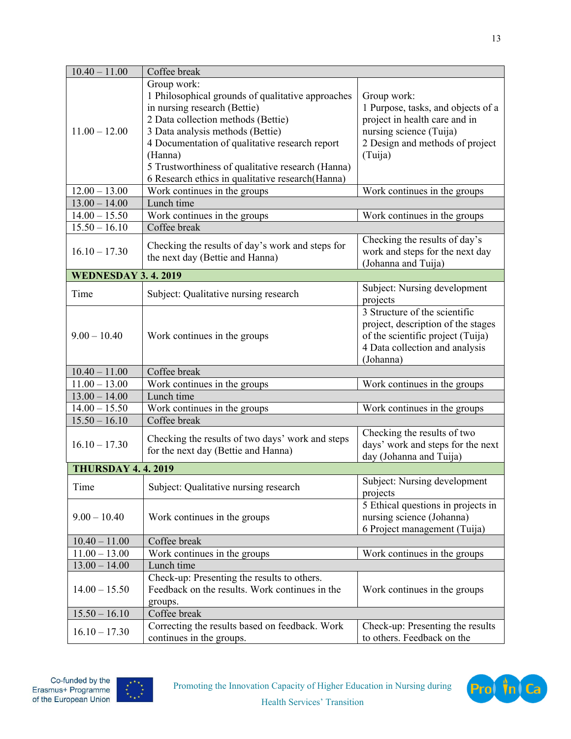| | | |
|---|---|---|
| 10.40 – 11.00 | Coffee break | |
| 11.00 – 12.00 | Group work:<br>1 Philosophical grounds of qualitative approaches in nursing research (Bettie)<br>2 Data collection methods (Bettie)<br>3 Data analysis methods (Bettie)<br>4 Documentation of qualitative research report (Hanna)<br>5 Trustworthiness of qualitative research (Hanna)<br>6 Research ethics in qualitative research(Hanna) | Group work:<br>1 Purpose, tasks, and objects of a project in health care and in nursing science (Tuija)<br>2 Design and methods of project (Tuija) |
| 12.00 – 13.00 | Work continues in the groups | Work continues in the groups |
| 13.00 – 14.00 | Lunch time | |
| 14.00 – 15.50 | Work continues in the groups | Work continues in the groups |
| 15.50 – 16.10 | Coffee break | |
| 16.10 – 17.30 | Checking the results of day's work and steps for the next day (Bettie and Hanna) | Checking the results of day's work and steps for the next day (Johanna and Tuija) |
| **WEDNESDAY 3. 4. 2019** | | |
| Time | Subject: Qualitative nursing research | Subject: Nursing development projects |
| 9.00 – 10.40 | Work continues in the groups | 3 Structure of the scientific project, description of the stages of the scientific project (Tuija)<br>4 Data collection and analysis (Johanna) |
| 10.40 – 11.00 | Coffee break | |
| 11.00 – 13.00 | Work continues in the groups | Work continues in the groups |
| 13.00 – 14.00 | Lunch time | |
| 14.00 – 15.50 | Work continues in the groups | Work continues in the groups |
| 15.50 – 16.10 | Coffee break | |
| 16.10 – 17.30 | Checking the results of two days' work and steps for the next day (Bettie and Hanna) | Checking the results of two days' work and steps for the next day (Johanna and Tuija) |
| **THURSDAY 4. 4. 2019** | | |
| Time | Subject: Qualitative nursing research | Subject: Nursing development projects |
| 9.00 – 10.40 | Work continues in the groups | 5 Ethical questions in projects in nursing science (Johanna)<br>6 Project management (Tuija) |
| 10.40 – 11.00 | Coffee break | |
| 11.00 – 13.00 | Work continues in the groups | Work continues in the groups |
| 13.00 – 14.00 | Lunch time | |
| 14.00 – 15.50 | Check-up: Presenting the results to others. Feedback on the results. Work continues in the groups. | Work continues in the groups |
| 15.50 – 16.10 | Coffee break | |
| 16.10 – 17.30 | Correcting the results based on feedback. Work continues in the groups. | Check-up: Presenting the results to others. Feedback on the |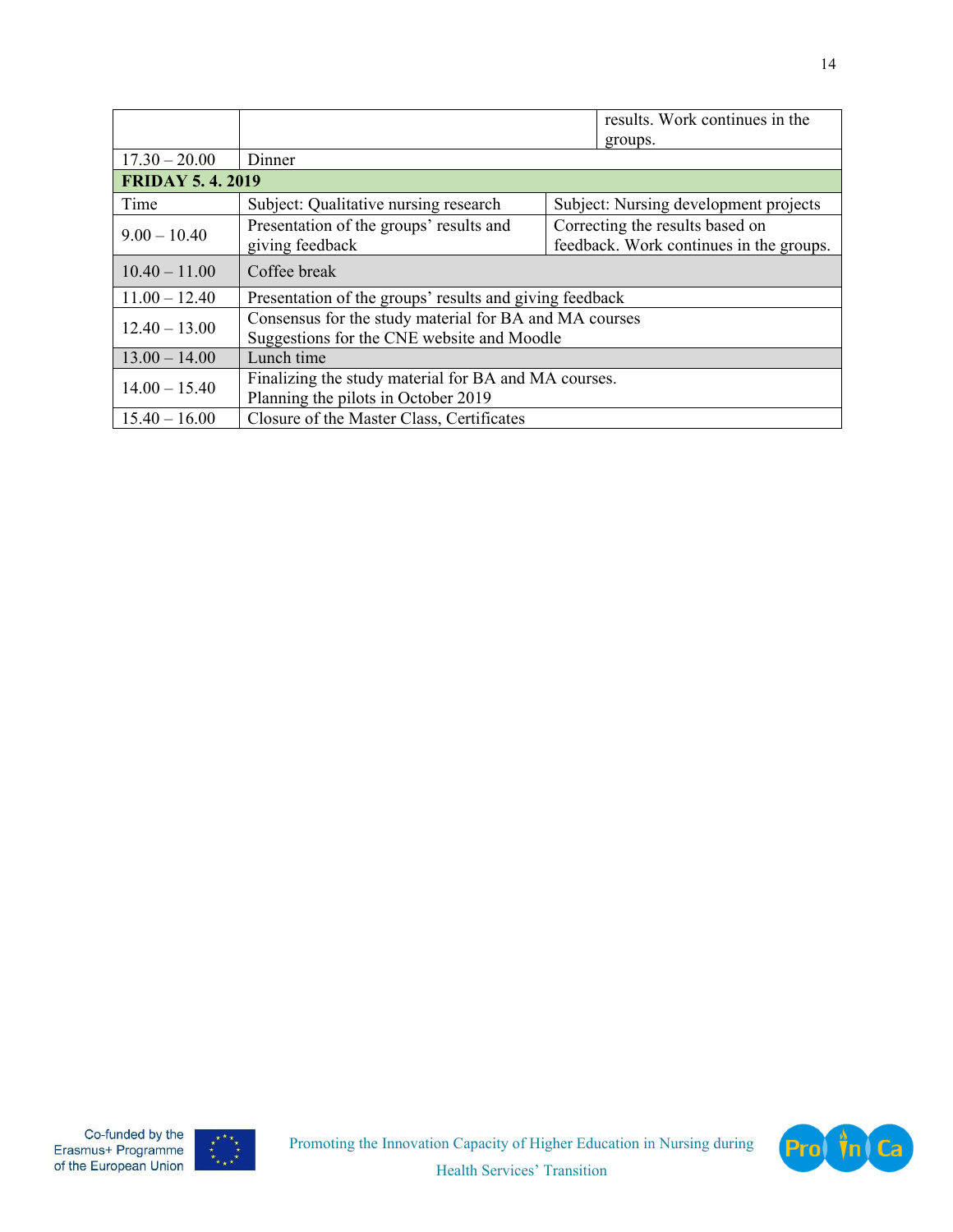| Time | Subject: Qualitative nursing research | Subject: Nursing development projects |
|---|---|---|
| | | results. Work continues in the groups. |
| 17.30 – 20.00 | Dinner | |
| **FRIDAY 5. 4. 2019** | | |
| Time | Subject: Qualitative nursing research | Subject: Nursing development projects |
| 9.00 – 10.40 | Presentation of the groups' results and giving feedback | Correcting the results based on feedback. Work continues in the groups. |
| 10.40 – 11.00 | Coffee break | |
| 11.00 – 12.40 | Presentation of the groups' results and giving feedback | |
| 12.40 – 13.00 | Consensus for the study material for BA and MA courses<br>Suggestions for the CNE website and Moodle | |
| 13.00 – 14.00 | Lunch time | |
| 14.00 – 15.40 | Finalizing the study material for BA and MA courses.<br>Planning the pilots in October 2019 | |
| 15.40 – 16.00 | Closure of the Master Class, Certificates | |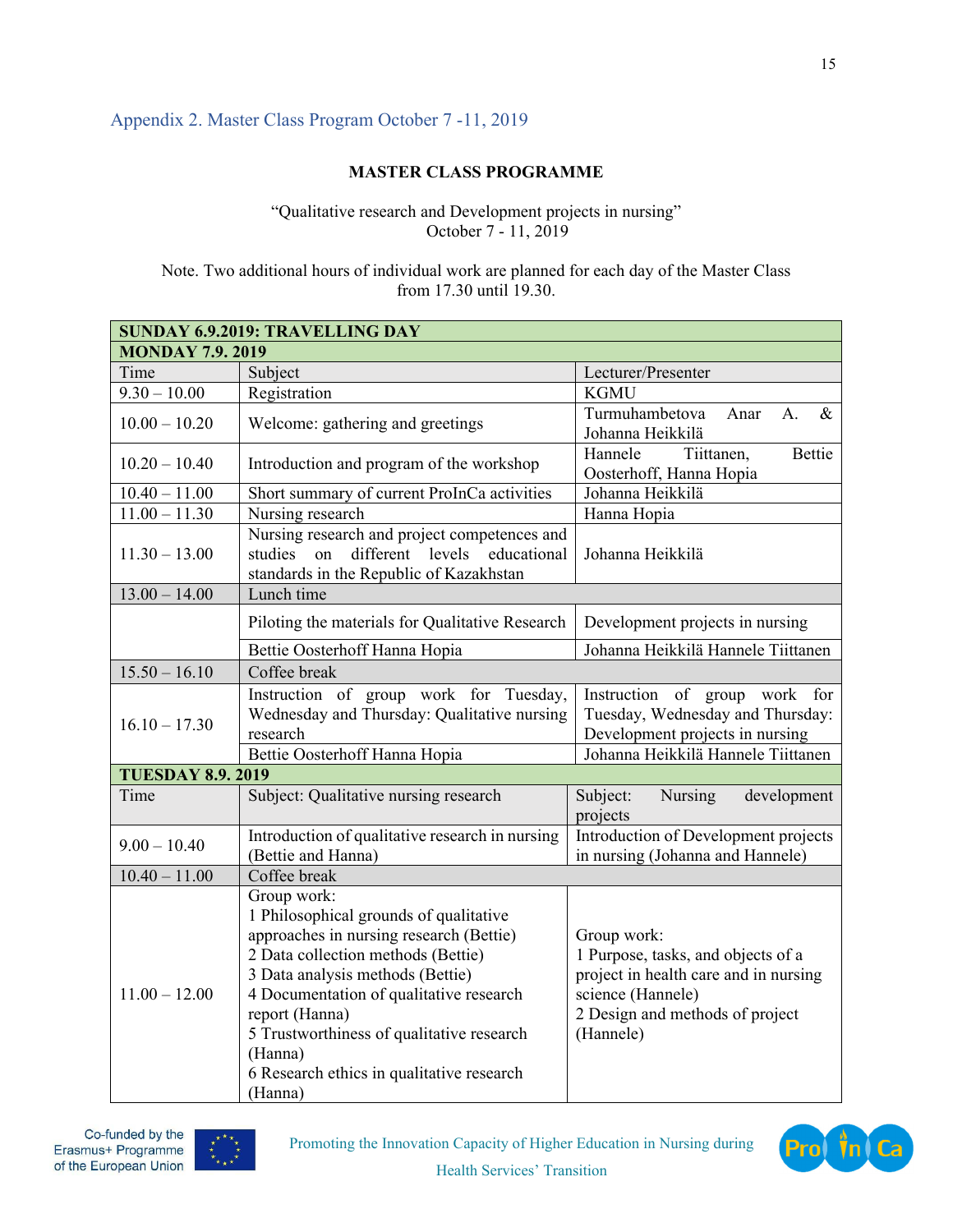## Appendix 2. Master Class Program October 7 -11, 2019

**MASTER CLASS PROGRAMME**

"Qualitative research and Development projects in nursing"
October 7 - 11, 2019

Note. Two additional hours of individual work are planned for each day of the Master Class from 17.30 until 19.30.

| **SUNDAY 6.9.2019: TRAVELLING DAY** | | |
|---|---|---|
| **MONDAY 7.9. 2019** | | |
| Time | Subject | Lecturer/Presenter |
| 9.30 – 10.00 | Registration | KGMU |
| 10.00 – 10.20 | Welcome: gathering and greetings | Turmuhambetova Anar A. & Johanna Heikkilä |
| 10.20 – 10.40 | Introduction and program of the workshop | Hannele Tiittanen, Bettie Oosterhoff, Hanna Hopia |
| 10.40 – 11.00 | Short summary of current ProInCa activities | Johanna Heikkilä |
| 11.00 – 11.30 | Nursing research | Hanna Hopia |
| 11.30 – 13.00 | Nursing research and project competences and studies on different levels educational standards in the Republic of Kazakhstan | Johanna Heikkilä |
| 13.00 – 14.00 | Lunch time | |
| | Piloting the materials for Qualitative Research | Development projects in nursing |
| | Bettie Oosterhoff Hanna Hopia | Johanna Heikkilä Hannele Tiittanen |
| 15.50 – 16.10 | Coffee break | |
| 16.10 – 17.30 | Instruction of group work for Tuesday, Wednesday and Thursday: Qualitative nursing research | Instruction of group work for Tuesday, Wednesday and Thursday: Development projects in nursing |
| | Bettie Oosterhoff Hanna Hopia | Johanna Heikkilä Hannele Tiittanen |
| **TUESDAY 8.9. 2019** | | |
| Time | Subject: Qualitative nursing research | Subject: Nursing development projects |
| 9.00 – 10.40 | Introduction of qualitative research in nursing (Bettie and Hanna) | Introduction of Development projects in nursing (Johanna and Hannele) |
| 10.40 – 11.00 | Coffee break | |
| 11.00 – 12.00 | Group work:<br>1 Philosophical grounds of qualitative approaches in nursing research (Bettie)<br>2 Data collection methods (Bettie)<br>3 Data analysis methods (Bettie)<br>4 Documentation of qualitative research report (Hanna)<br>5 Trustworthiness of qualitative research (Hanna)<br>6 Research ethics in qualitative research (Hanna) | Group work:<br>1 Purpose, tasks, and objects of a project in health care and in nursing science (Hannele)<br>2 Design and methods of project (Hannele) |

Co-funded by the Erasmus+ Programme of the European Union

Promoting the Innovation Capacity of Higher Education in Nursing during Health Services' Transition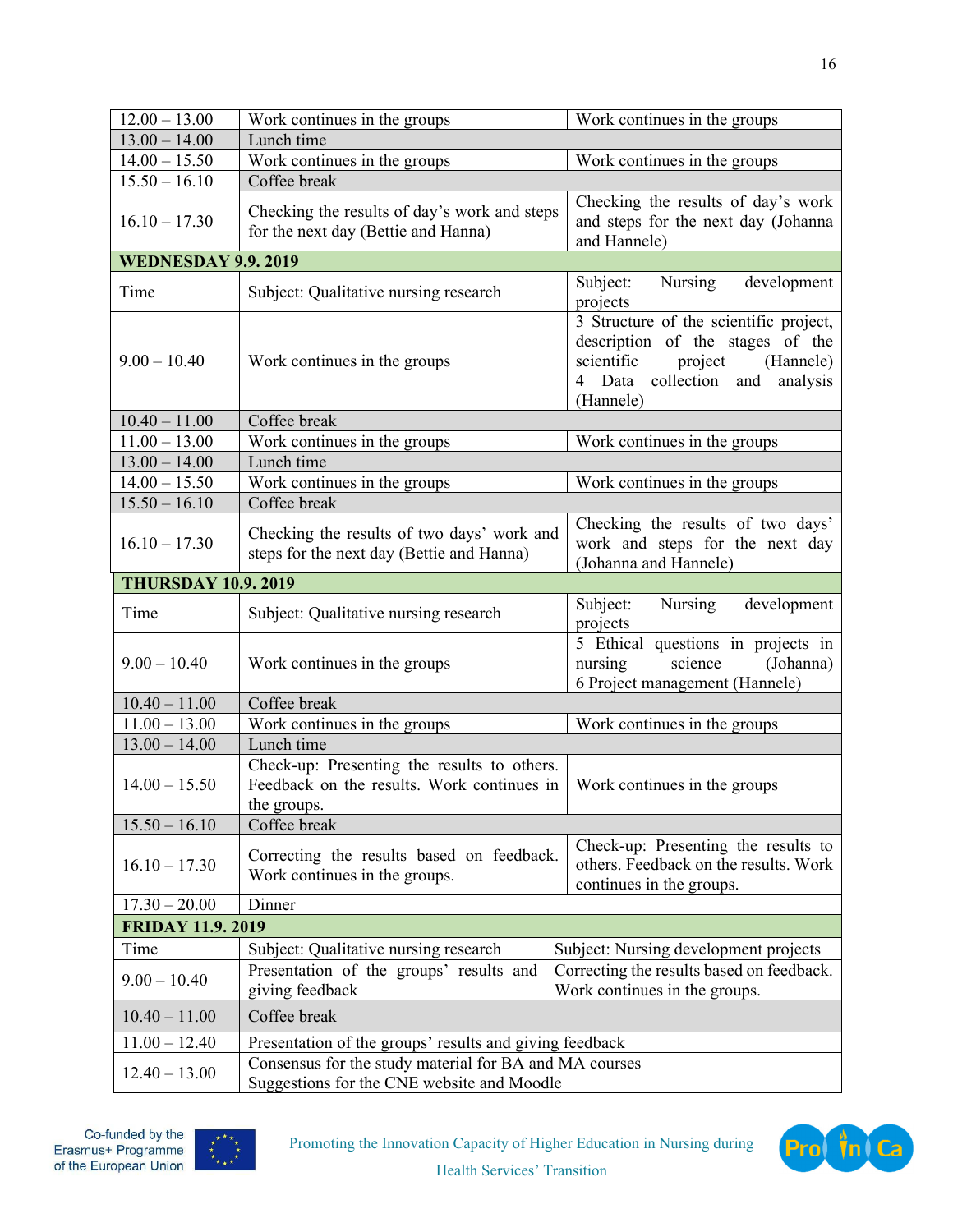| 12.00 – 13.00 | Work continues in the groups | Work continues in the groups |
|---|---|---|
| 13.00 – 14.00 | Lunch time | |
| 14.00 – 15.50 | Work continues in the groups | Work continues in the groups |
| 15.50 – 16.10 | Coffee break | |
| 16.10 – 17.30 | Checking the results of day's work and steps for the next day (Bettie and Hanna) | Checking the results of day's work and steps for the next day (Johanna and Hannele) |
| **WEDNESDAY 9.9. 2019** | | |
| Time | Subject: Qualitative nursing research | Subject: Nursing development projects |
| 9.00 – 10.40 | Work continues in the groups | 3 Structure of the scientific project, description of the stages of the scientific project (Hannele)<br>4 Data collection and analysis (Hannele) |
| 10.40 – 11.00 | Coffee break | |
| 11.00 – 13.00 | Work continues in the groups | Work continues in the groups |
| 13.00 – 14.00 | Lunch time | |
| 14.00 – 15.50 | Work continues in the groups | Work continues in the groups |
| 15.50 – 16.10 | Coffee break | |
| 16.10 – 17.30 | Checking the results of two days' work and steps for the next day (Bettie and Hanna) | Checking the results of two days' work and steps for the next day (Johanna and Hannele) |
| **THURSDAY 10.9. 2019** | | |
| Time | Subject: Qualitative nursing research | Subject: Nursing development projects |
| 9.00 – 10.40 | Work continues in the groups | 5 Ethical questions in projects in nursing science (Johanna)<br>6 Project management (Hannele) |
| 10.40 – 11.00 | Coffee break | |
| 11.00 – 13.00 | Work continues in the groups | Work continues in the groups |
| 13.00 – 14.00 | Lunch time | |
| 14.00 – 15.50 | Check-up: Presenting the results to others. Feedback on the results. Work continues in the groups. | Work continues in the groups |
| 15.50 – 16.10 | Coffee break | |
| 16.10 – 17.30 | Correcting the results based on feedback. Work continues in the groups. | Check-up: Presenting the results to others. Feedback on the results. Work continues in the groups. |
| 17.30 – 20.00 | Dinner | |
| **FRIDAY 11.9. 2019** | | |
| Time | Subject: Qualitative nursing research | Subject: Nursing development projects |
| 9.00 – 10.40 | Presentation of the groups' results and giving feedback | Correcting the results based on feedback. Work continues in the groups. |
| 10.40 – 11.00 | Coffee break | |
| 11.00 – 12.40 | Presentation of the groups' results and giving feedback | |
| 12.40 – 13.00 | Consensus for the study material for BA and MA courses<br>Suggestions for the CNE website and Moodle | |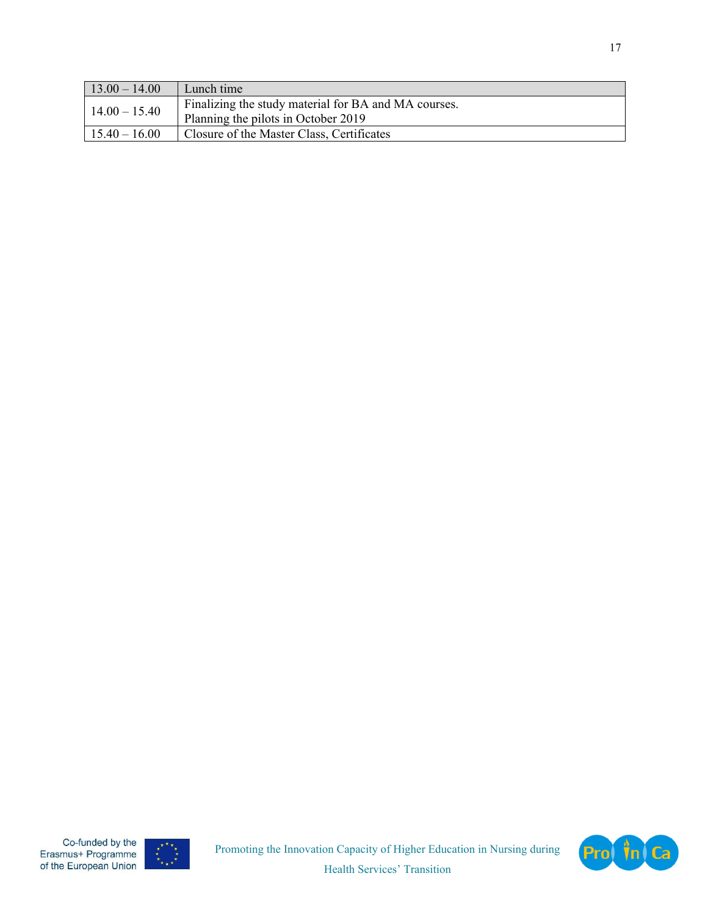| 13.00 – 14.00 | Lunch time |
|---|---|
| 14.00 – 15.40 | Finalizing the study material for BA and MA courses.<br>Planning the pilots in October 2019 |
| 15.40 – 16.00 | Closure of the Master Class, Certificates |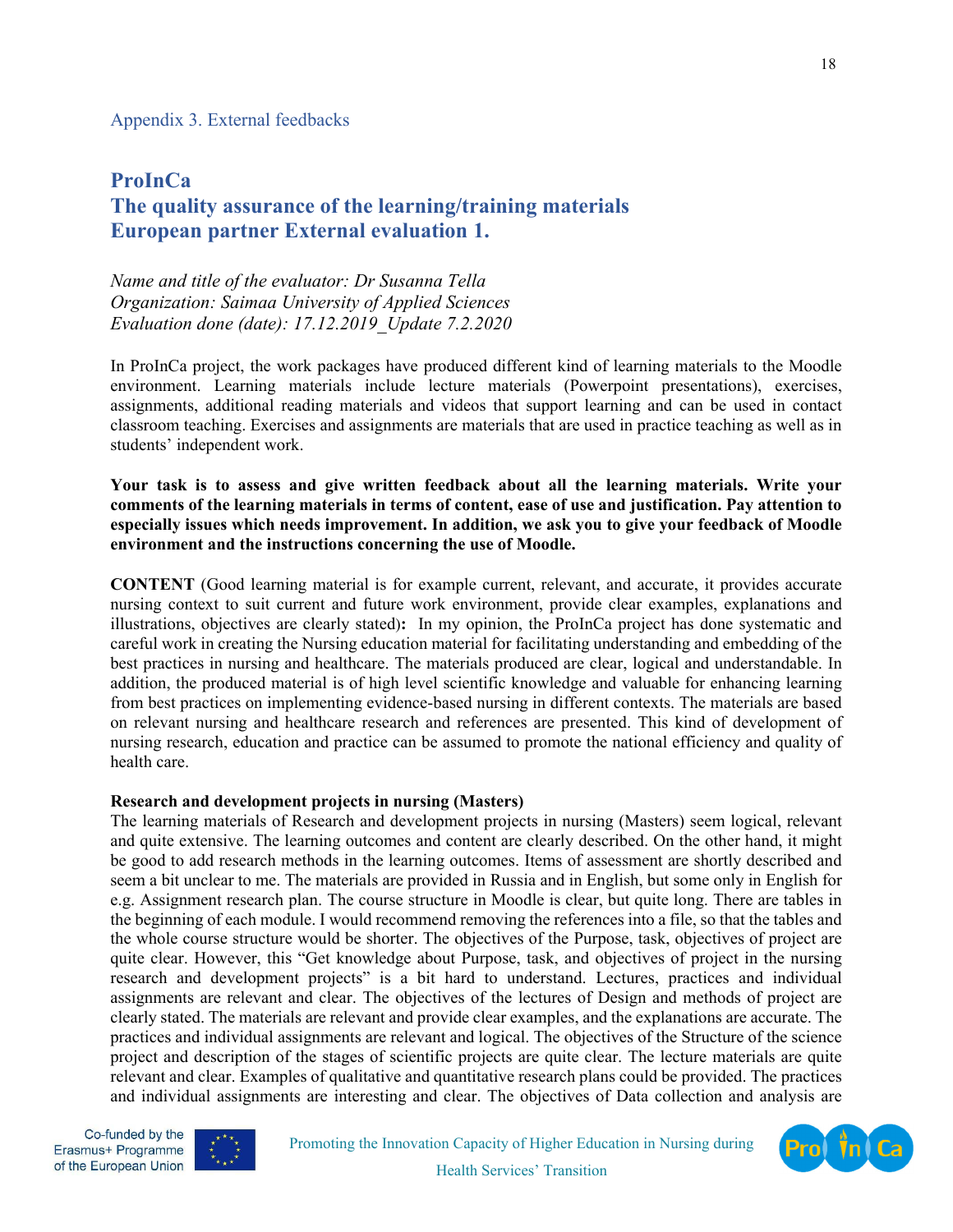Appendix 3. External feedbacks

## ProInCa
## The quality assurance of the learning/training materials
## European partner External evaluation 1.

*Name and title of the evaluator: Dr Susanna Tella*
*Organization: Saimaa University of Applied Sciences*
*Evaluation done (date): 17.12.2019_Update 7.2.2020*

In ProInCa project, the work packages have produced different kind of learning materials to the Moodle environment. Learning materials include lecture materials (Powerpoint presentations), exercises, assignments, additional reading materials and videos that support learning and can be used in contact classroom teaching. Exercises and assignments are materials that are used in practice teaching as well as in students' independent work.

**Your task is to assess and give written feedback about all the learning materials. Write your comments of the learning materials in terms of content, ease of use and justification. Pay attention to especially issues which needs improvement. In addition, we ask you to give your feedback of Moodle environment and the instructions concerning the use of Moodle.**

**CONTENT** (Good learning material is for example current, relevant, and accurate, it provides accurate nursing context to suit current and future work environment, provide clear examples, explanations and illustrations, objectives are clearly stated)**:** In my opinion, the ProInCa project has done systematic and careful work in creating the Nursing education material for facilitating understanding and embedding of the best practices in nursing and healthcare. The materials produced are clear, logical and understandable. In addition, the produced material is of high level scientific knowledge and valuable for enhancing learning from best practices on implementing evidence-based nursing in different contexts. The materials are based on relevant nursing and healthcare research and references are presented. This kind of development of nursing research, education and practice can be assumed to promote the national efficiency and quality of health care.

**Research and development projects in nursing (Masters)**
The learning materials of Research and development projects in nursing (Masters) seem logical, relevant and quite extensive. The learning outcomes and content are clearly described. On the other hand, it might be good to add research methods in the learning outcomes. Items of assessment are shortly described and seem a bit unclear to me. The materials are provided in Russia and in English, but some only in English for e.g. Assignment research plan. The course structure in Moodle is clear, but quite long. There are tables in the beginning of each module. I would recommend removing the references into a file, so that the tables and the whole course structure would be shorter. The objectives of the Purpose, task, objectives of project are quite clear. However, this "Get knowledge about Purpose, task, and objectives of project in the nursing research and development projects" is a bit hard to understand. Lectures, practices and individual assignments are relevant and clear. The objectives of the lectures of Design and methods of project are clearly stated. The materials are relevant and provide clear examples, and the explanations are accurate. The practices and individual assignments are relevant and logical. The objectives of the Structure of the science project and description of the stages of scientific projects are quite clear. The lecture materials are quite relevant and clear. Examples of qualitative and quantitative research plans could be provided. The practices and individual assignments are interesting and clear. The objectives of Data collection and analysis are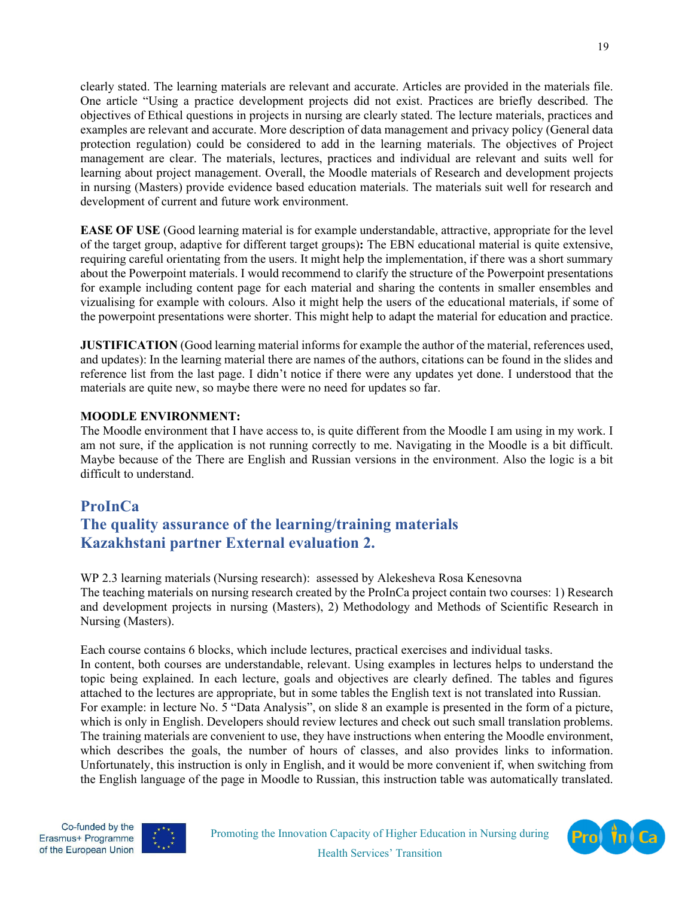clearly stated. The learning materials are relevant and accurate. Articles are provided in the materials file. One article "Using a practice development projects did not exist. Practices are briefly described. The objectives of Ethical questions in projects in nursing are clearly stated. The lecture materials, practices and examples are relevant and accurate. More description of data management and privacy policy (General data protection regulation) could be considered to add in the learning materials. The objectives of Project management are clear. The materials, lectures, practices and individual are relevant and suits well for learning about project management. Overall, the Moodle materials of Research and development projects in nursing (Masters) provide evidence based education materials. The materials suit well for research and development of current and future work environment.

**EASE OF USE** (Good learning material is for example understandable, attractive, appropriate for the level of the target group, adaptive for different target groups)**:** The EBN educational material is quite extensive, requiring careful orientating from the users. It might help the implementation, if there was a short summary about the Powerpoint materials. I would recommend to clarify the structure of the Powerpoint presentations for example including content page for each material and sharing the contents in smaller ensembles and vizualising for example with colours. Also it might help the users of the educational materials, if some of the powerpoint presentations were shorter. This might help to adapt the material for education and practice.

**JUSTIFICATION** (Good learning material informs for example the author of the material, references used, and updates): In the learning material there are names of the authors, citations can be found in the slides and reference list from the last page. I didn't notice if there were any updates yet done. I understood that the materials are quite new, so maybe there were no need for updates so far.

**MOODLE ENVIRONMENT:**
The Moodle environment that I have access to, is quite different from the Moodle I am using in my work. I am not sure, if the application is not running correctly to me. Navigating in the Moodle is a bit difficult. Maybe because of the There are English and Russian versions in the environment. Also the logic is a bit difficult to understand.

## ProInCa
## The quality assurance of the learning/training materials
## Kazakhstani partner External evaluation 2.

WP 2.3 learning materials (Nursing research): assessed by Alekesheva Rosa Kenesovna
The teaching materials on nursing research created by the ProInCa project contain two courses: 1) Research and development projects in nursing (Masters), 2) Methodology and Methods of Scientific Research in Nursing (Masters).

Each course contains 6 blocks, which include lectures, practical exercises and individual tasks.
In content, both courses are understandable, relevant. Using examples in lectures helps to understand the topic being explained. In each lecture, goals and objectives are clearly defined. The tables and figures attached to the lectures are appropriate, but in some tables the English text is not translated into Russian. For example: in lecture No. 5 "Data Analysis", on slide 8 an example is presented in the form of a picture, which is only in English. Developers should review lectures and check out such small translation problems. The training materials are convenient to use, they have instructions when entering the Moodle environment, which describes the goals, the number of hours of classes, and also provides links to information. Unfortunately, this instruction is only in English, and it would be more convenient if, when switching from the English language of the page in Moodle to Russian, this instruction table was automatically translated.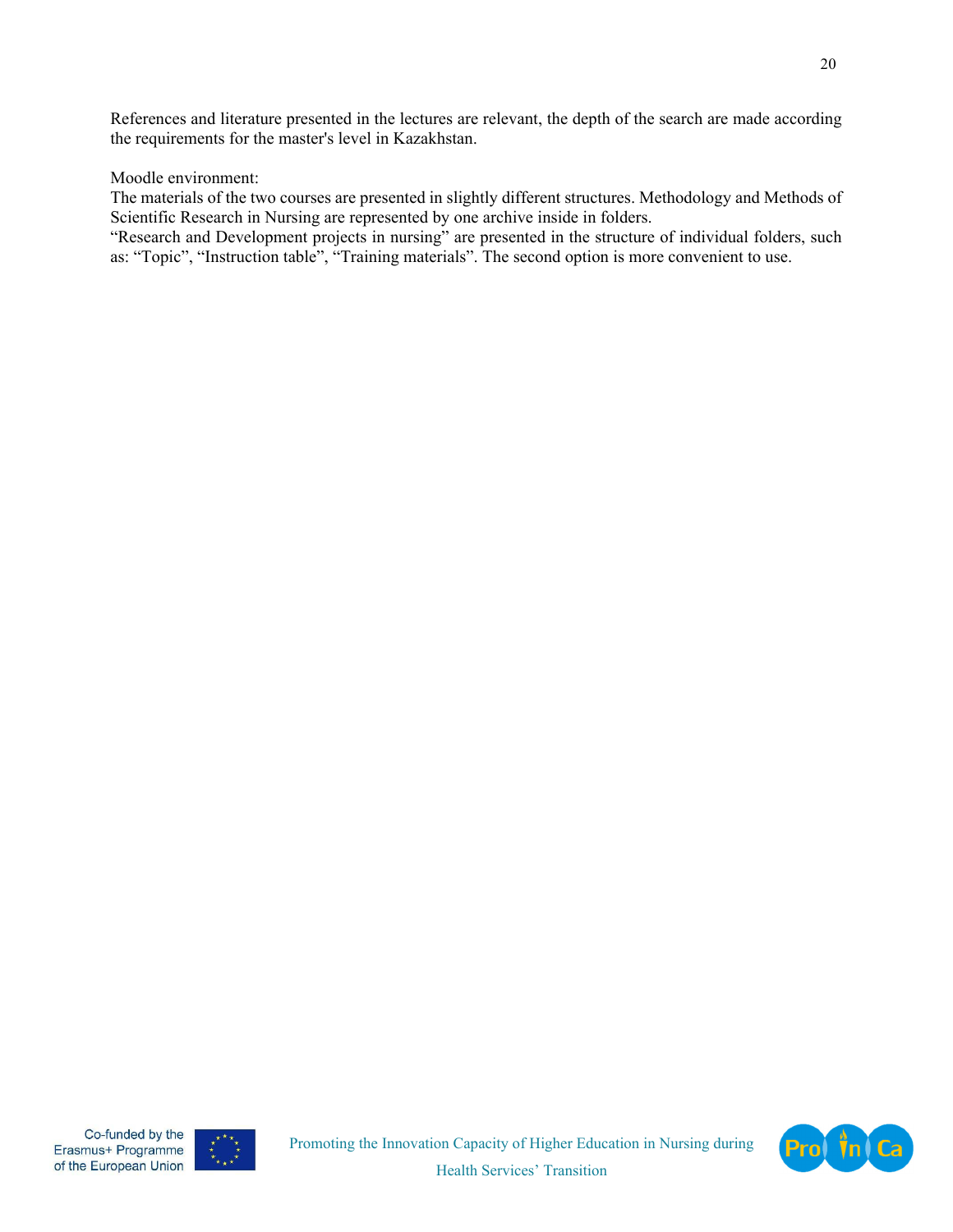References and literature presented in the lectures are relevant, the depth of the search are made according the requirements for the master's level in Kazakhstan.

Moodle environment:
The materials of the two courses are presented in slightly different structures. Methodology and Methods of Scientific Research in Nursing are represented by one archive inside in folders.
"Research and Development projects in nursing" are presented in the structure of individual folders, such as: "Topic", "Instruction table", "Training materials". The second option is more convenient to use.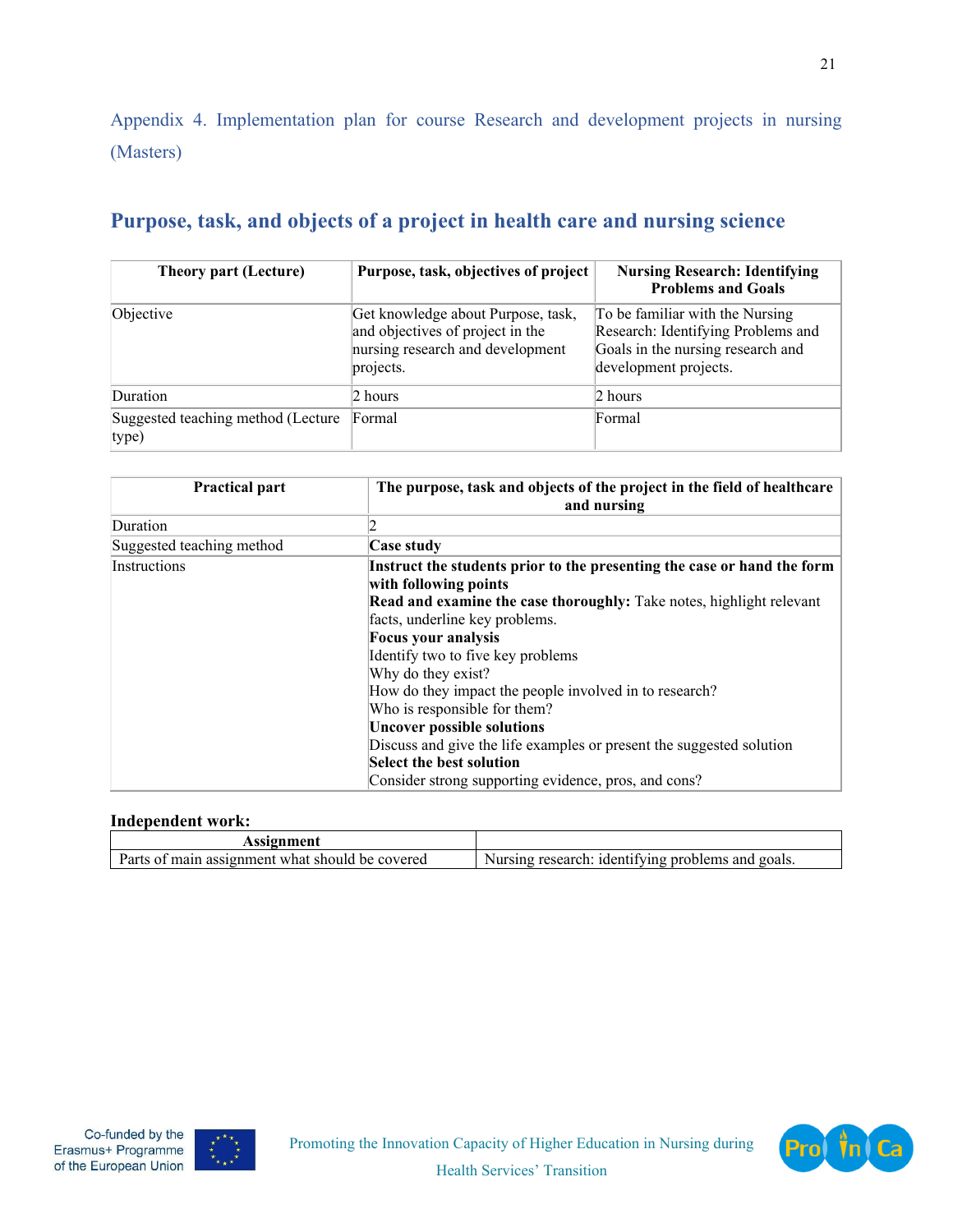Appendix 4. Implementation plan for course Research and development projects in nursing (Masters)

## Purpose, task, and objects of a project in health care and nursing science

| Theory part (Lecture) | Purpose, task, objectives of project | Nursing Research: Identifying Problems and Goals |
|---|---|---|
| Objective | Get knowledge about Purpose, task, and objectives of project in the nursing research and development projects. | To be familiar with the Nursing Research: Identifying Problems and Goals in the nursing research and development projects. |
| Duration | 2 hours | 2 hours |
| Suggested teaching method (Lecture type) | Formal | Formal |

| Practical part | The purpose, task and objects of the project in the field of healthcare and nursing |
|---|---|
| Duration | 2 |
| Suggested teaching method | **Case study** |
| Instructions | **Instruct the students prior to the presenting the case or hand the form with following points**<br>**Read and examine the case thoroughly:** Take notes, highlight relevant facts, underline key problems.<br>**Focus your analysis**<br>Identify two to five key problems<br>Why do they exist?<br>How do they impact the people involved in to research?<br>Who is responsible for them?<br>**Uncover possible solutions**<br>Discuss and give the life examples or present the suggested solution<br>**Select the best solution**<br>Consider strong supporting evidence, pros, and cons? |

**Independent work:**

| Assignment | |
|---|---|
| Parts of main assignment what should be covered | Nursing research: identifying problems and goals. |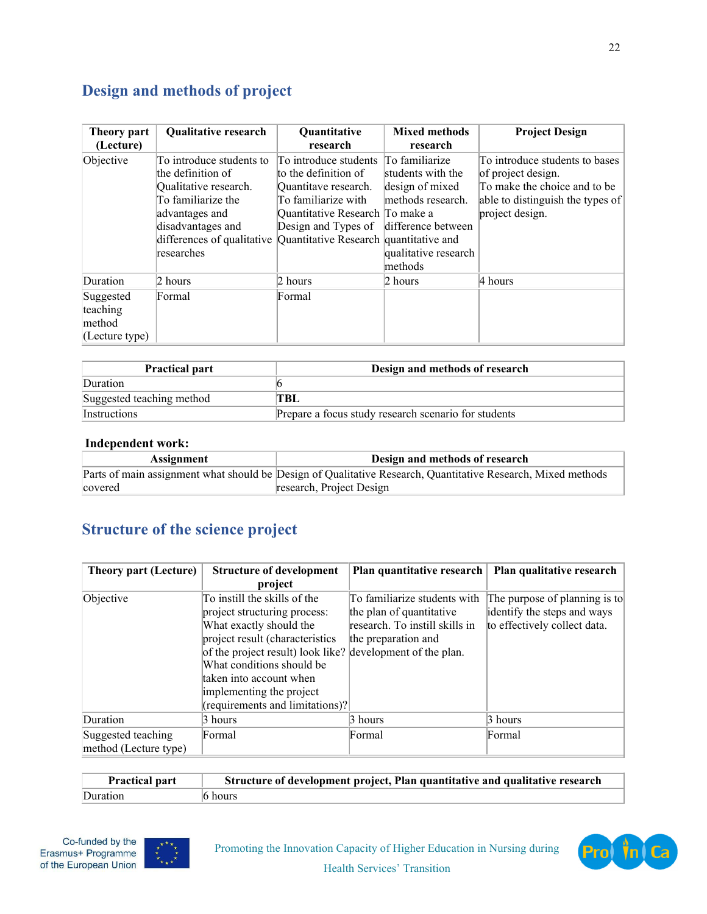## Design and methods of project

| Theory part (Lecture) | Qualitative research | Quantitative research | Mixed methods research | Project Design |
|---|---|---|---|---|
| Objective | To introduce students to the definition of Qualitative research. To familiarize the advantages and disadvantages and differences of qualitative researches | To introduce students to the definition of Quantitave research. To familiarize with Quantitative Research Design and Types of Quantitative Research | To familiarize students with the design of mixed methods research. To make a difference between quantitative and qualitative research methods | To introduce students to bases of project design. To make the choice and to be able to distinguish the types of project design. |
| Duration | 2 hours | 2 hours | 2 hours | 4 hours |
| Suggested teaching method (Lecture type) | Formal | Formal | | |

| Practical part | Design and methods of research |
|---|---|
| Duration | 6 |
| Suggested teaching method | **TBL** |
| Instructions | Prepare a focus study research scenario for students |

**Independent work:**

| Assignment | Design and methods of research |
|---|---|
| Parts of main assignment what should be covered | Design of Qualitative Research, Quantitative Research, Mixed methods research, Project Design |

## Structure of the science project

| Theory part (Lecture) | Structure of development project | Plan quantitative research | Plan qualitative research |
|---|---|---|---|
| Objective | To instill the skills of the project structuring process: What exactly should the project result (characteristics of the project result) look like? What conditions should be taken into account when implementing the project (requirements and limitations)? | To familiarize students with the plan of quantitative research. To instill skills in the preparation and development of the plan. | The purpose of planning is to identify the steps and ways to effectively collect data. |
| Duration | 3 hours | 3 hours | 3 hours |
| Suggested teaching method (Lecture type) | Formal | Formal | Formal |

| Practical part | Structure of development project, Plan quantitative and qualitative research |
|---|---|
| Duration | 6 hours |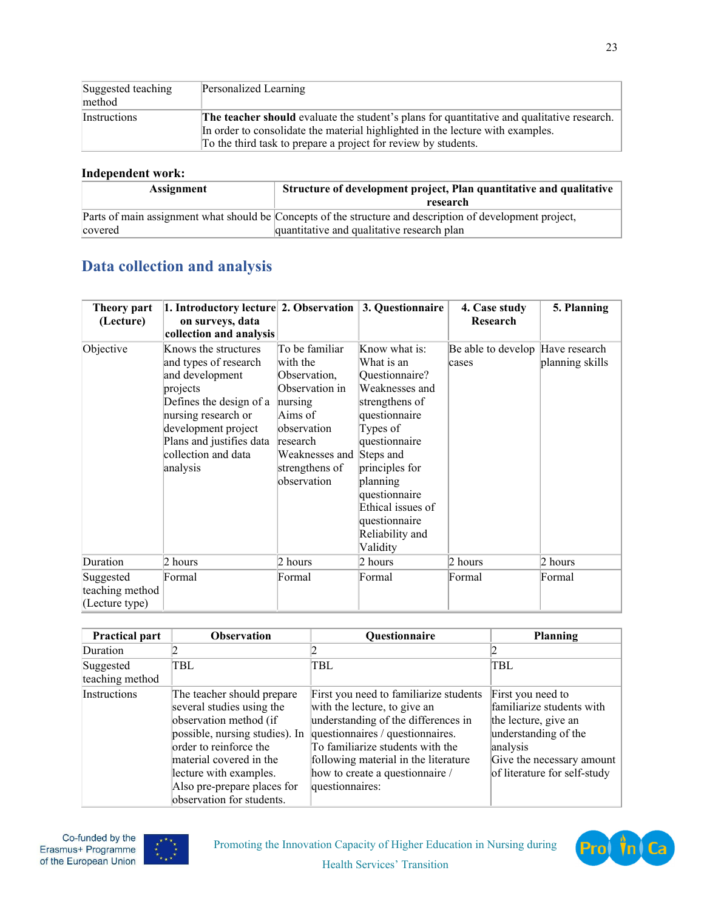| Suggested teaching method | Personalized Learning |
|---|---|
| Instructions | **The teacher should** evaluate the student's plans for quantitative and qualitative research. In order to consolidate the material highlighted in the lecture with examples. To the third task to prepare a project for review by students. |

**Independent work:**

| Assignment | Structure of development project, Plan quantitative and qualitative research |
|---|---|
| Parts of main assignment what should be covered | Concepts of the structure and description of development project, quantitative and qualitative research plan |

## Data collection and analysis

| Theory part (Lecture) | 1. Introductory lecture on surveys, data collection and analysis | 2. Observation | 3. Questionnaire | 4. Case study Research | 5. Planning |
|---|---|---|---|---|---|
| Objective | Knows the structures and types of research and development projects<br>Defines the design of a nursing research or development project<br>Plans and justifies data collection and data analysis | To be familiar with the Observation,<br>Observation in nursing<br>Aims of observation research<br>Weaknesses and strengthens of observation | Know what is:<br>What is an Questionnaire?<br>Weaknesses and strengthens of questionnaire<br>Types of questionnaire<br>Steps and principles for planning questionnaire<br>Ethical issues of questionnaire<br>Reliability and Validity | Be able to develop cases | Have research planning skills |
| Duration | 2 hours | 2 hours | 2 hours | 2 hours | 2 hours |
| Suggested teaching method (Lecture type) | Formal | Formal | Formal | Formal | Formal |

| Practical part | Observation | Questionnaire | Planning |
|---|---|---|---|
| Duration | 2 | 2 | 2 |
| Suggested teaching method | TBL | TBL | TBL |
| Instructions | The teacher should prepare several studies using the observation method (if possible, nursing studies). In order to reinforce the material covered in the lecture with examples.<br>Also pre-prepare places for observation for students. | First you need to familiarize students with the lecture, to give an understanding of the differences in questionnaires / questionnaires.<br>To familiarize students with the following material in the literature how to create a questionnaire / questionnaires: | First you need to familiarize students with the lecture, give an understanding of the analysis<br>Give the necessary amount of literature for self-study |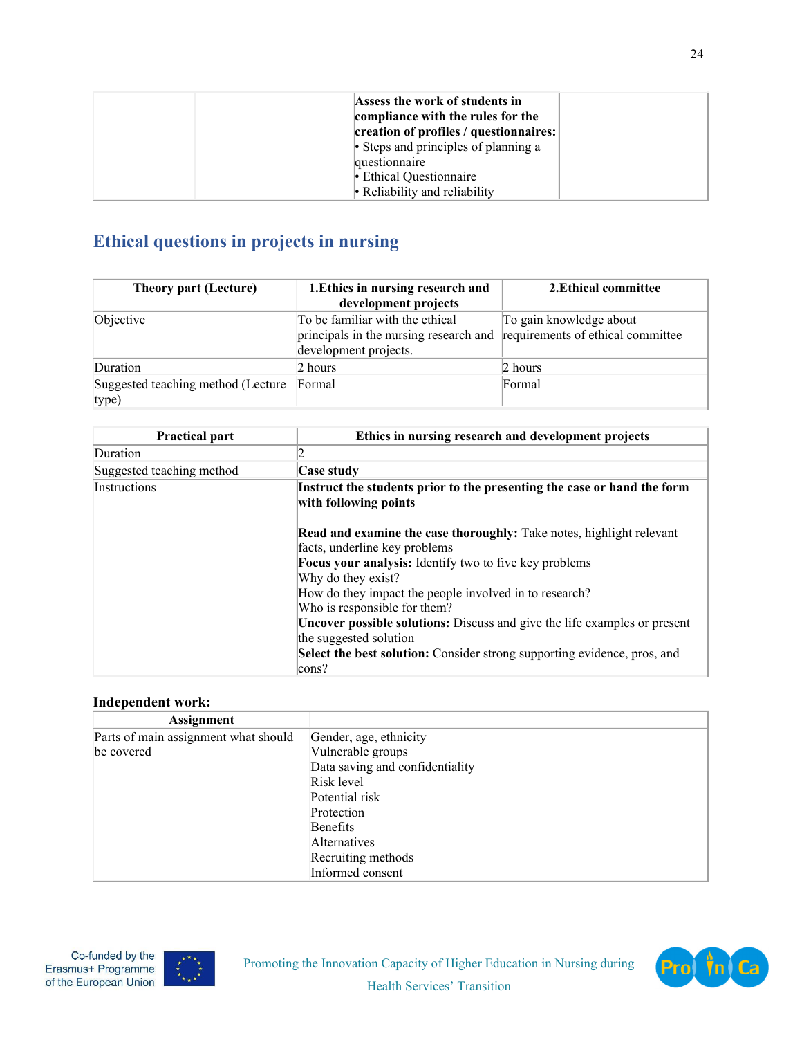| | | **Assess the work of students in compliance with the rules for the creation of profiles / questionnaires:**<br>• Steps and principles of planning a questionnaire<br>• Ethical Questionnaire<br>• Reliability and reliability | |
|---|---|---|---|

## Ethical questions in projects in nursing

| Theory part (Lecture) | 1.Ethics in nursing research and development projects | 2.Ethical committee |
|---|---|---|
| Objective | To be familiar with the ethical principals in the nursing research and development projects. | To gain knowledge about requirements of ethical committee |
| Duration | 2 hours | 2 hours |
| Suggested teaching method (Lecture type) | Formal | Formal |

| Practical part | Ethics in nursing research and development projects |
|---|---|
| Duration | 2 |
| Suggested teaching method | **Case study** |
| Instructions | **Instruct the students prior to the presenting the case or hand the form with following points**<br><br>**Read and examine the case thoroughly:** Take notes, highlight relevant facts, underline key problems<br>**Focus your analysis:** Identify two to five key problems<br>Why do they exist?<br>How do they impact the people involved in to research?<br>Who is responsible for them?<br>**Uncover possible solutions:** Discuss and give the life examples or present the suggested solution<br>**Select the best solution:** Consider strong supporting evidence, pros, and cons? |

**Independent work:**

| Assignment | |
|---|---|
| Parts of main assignment what should be covered | Gender, age, ethnicity<br>Vulnerable groups<br>Data saving and confidentiality<br>Risk level<br>Potential risk<br>Protection<br>Benefits<br>Alternatives<br>Recruiting methods<br>Informed consent |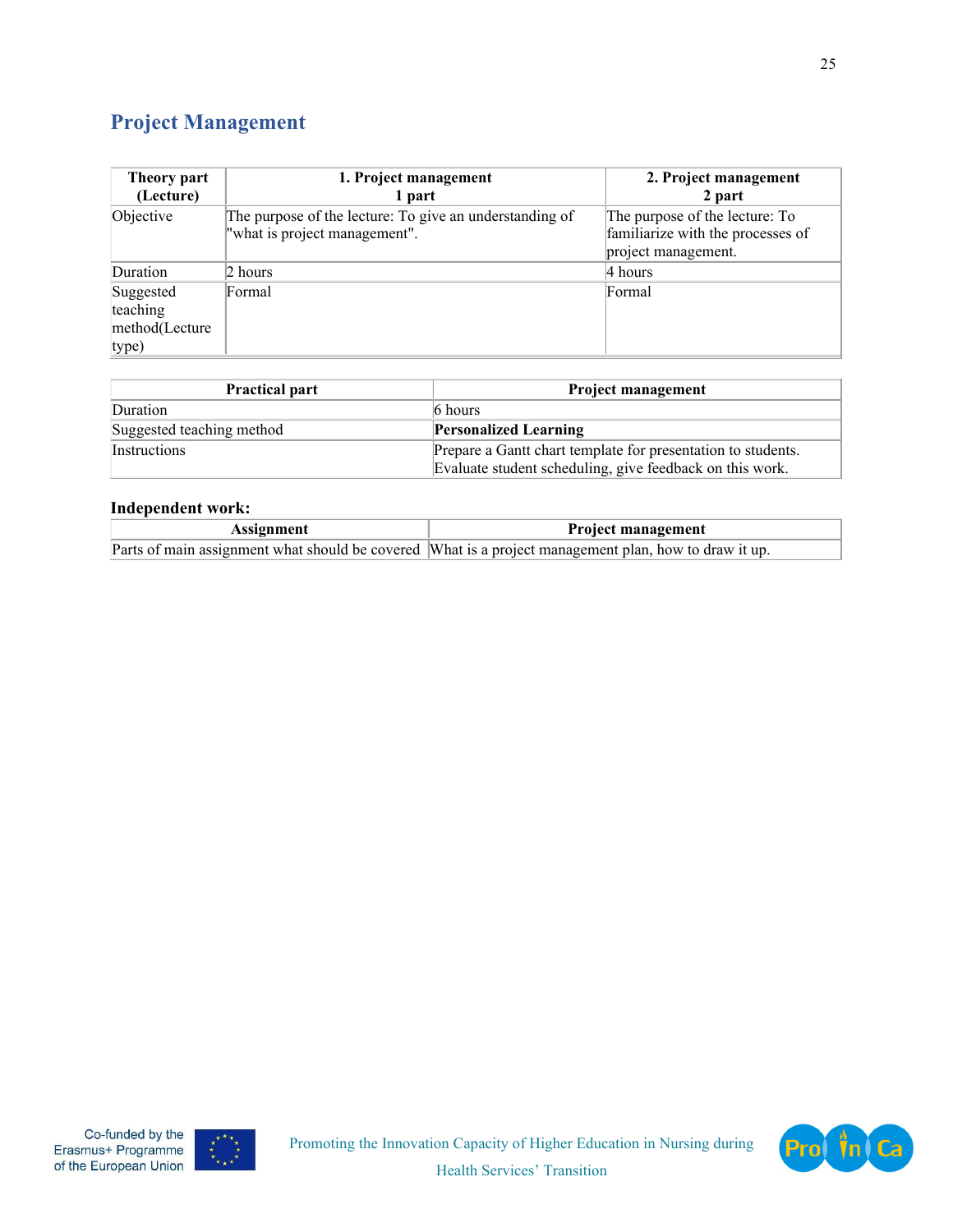## Project Management

| Theory part (Lecture) | 1. Project management 1 part | 2. Project management 2 part |
|---|---|---|
| Objective | The purpose of the lecture: To give an understanding of "what is project management". | The purpose of the lecture: To familiarize with the processes of project management. |
| Duration | 2 hours | 4 hours |
| Suggested teaching method(Lecture type) | Formal | Formal |

| Practical part | Project management |
|---|---|
| Duration | 6 hours |
| Suggested teaching method | **Personalized Learning** |
| Instructions | Prepare a Gantt chart template for presentation to students. Evaluate student scheduling, give feedback on this work. |

**Independent work:**

| Assignment | Project management |
|---|---|
| Parts of main assignment what should be covered | What is a project management plan, how to draw it up. |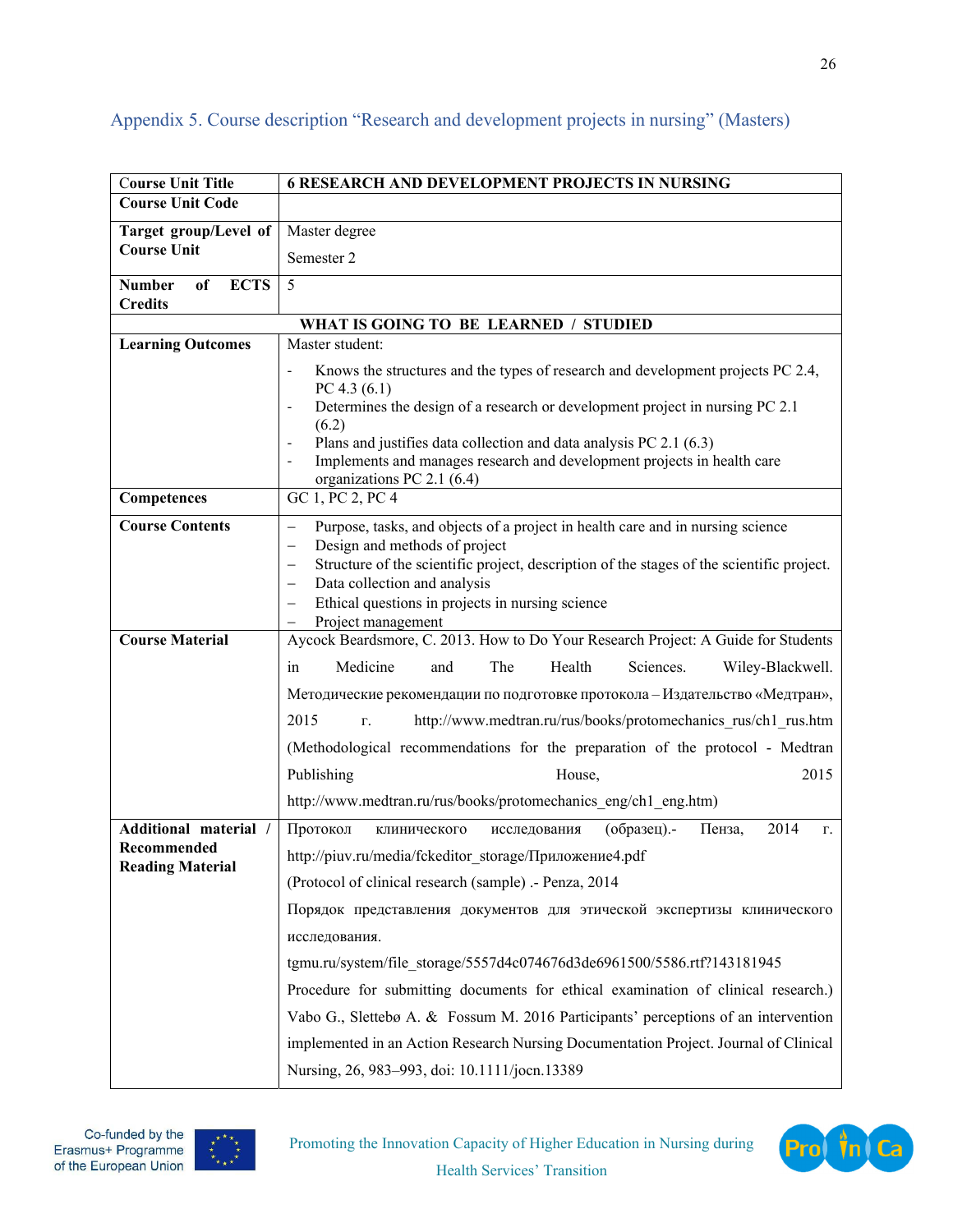## Appendix 5. Course description "Research and development projects in nursing" (Masters)

| Course Unit Title | 6 RESEARCH AND DEVELOPMENT PROJECTS IN NURSING |
|---|---|
| Course Unit Code | |
| Target group/Level of Course Unit | Master degree<br>Semester 2 |
| Number of ECTS Credits | 5 |
| **WHAT IS GOING TO BE LEARNED / STUDIED** | |
| Learning Outcomes | Master student:<br>- Knows the structures and the types of research and development projects PC 2.4, PC 4.3 (6.1)<br>- Determines the design of a research or development project in nursing PC 2.1 (6.2)<br>- Plans and justifies data collection and data analysis PC 2.1 (6.3)<br>- Implements and manages research and development projects in health care organizations PC 2.1 (6.4) |
| Competences | GC 1, PC 2, PC 4 |
| Course Contents | – Purpose, tasks, and objects of a project in health care and in nursing science<br>– Design and methods of project<br>– Structure of the scientific project, description of the stages of the scientific project.<br>– Data collection and analysis<br>– Ethical questions in projects in nursing science<br>– Project management |
| Course Material | Aycock Beardsmore, C. 2013. How to Do Your Research Project: A Guide for Students in Medicine and The Health Sciences. Wiley-Blackwell.<br>Методические рекомендации по подготовке протокола – Издательство «Медтран», 2015 г. http://www.medtran.ru/rus/books/protomechanics_rus/ch1_rus.htm (Methodological recommendations for the preparation of the protocol - Medtran Publishing House, 2015 http://www.medtran.ru/rus/books/protomechanics_eng/ch1_eng.htm) |
| Additional material / Recommended Reading Material | Протокол клинического исследования (образец).- Пенза, 2014 г. http://piuv.ru/media/fckeditor_storage/Приложение4.pdf<br>(Protocol of clinical research (sample) .- Penza, 2014<br>Порядок представления документов для этической экспертизы клинического исследования. tgmu.ru/system/file_storage/5557d4c074676d3de6961500/5586.rtf?143181945<br>Procedure for submitting documents for ethical examination of clinical research.)<br>Vabo G., Slettebø A. & Fossum M. 2016 Participants' perceptions of an intervention implemented in an Action Research Nursing Documentation Project. Journal of Clinical Nursing, 26, 983–993, doi: 10.1111/jocn.13389 |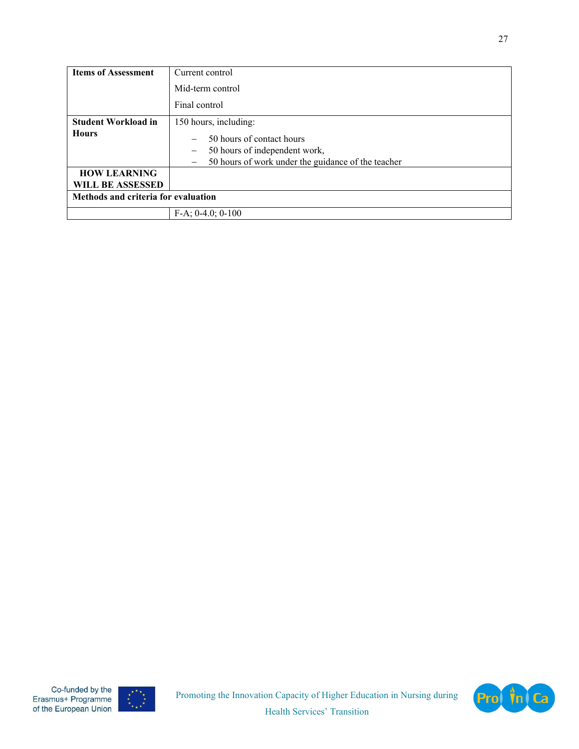| Items of Assessment | Current control<br>Mid-term control<br>Final control |
|---|---|
| **Student Workload in Hours** | 150 hours, including:<br>– 50 hours of contact hours<br>– 50 hours of independent work,<br>– 50 hours of work under the guidance of the teacher |
| **HOW LEARNING WILL BE ASSESSED** | |
| **Methods and criteria for evaluation** | |
| | F-A; 0-4.0; 0-100 |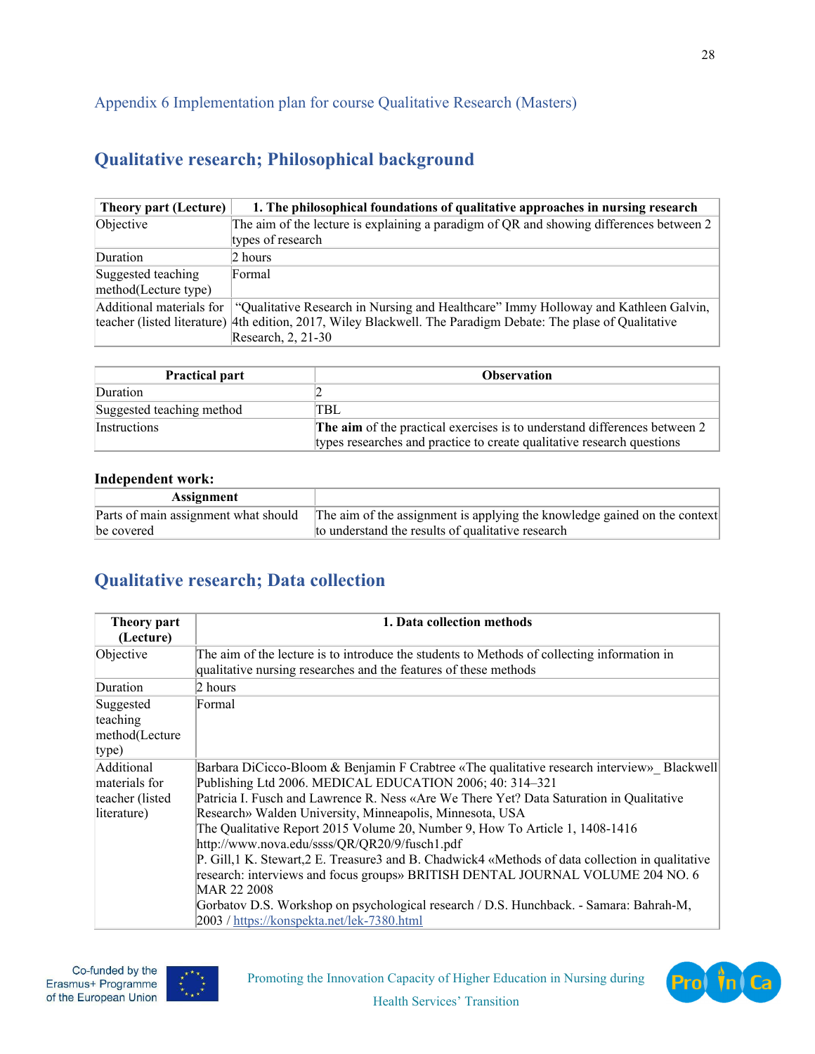Appendix 6 Implementation plan for course Qualitative Research (Masters)

## Qualitative research; Philosophical background

| Theory part (Lecture) | 1. The philosophical foundations of qualitative approaches in nursing research |
|---|---|
| Objective | The aim of the lecture is explaining a paradigm of QR and showing differences between 2 types of research |
| Duration | 2 hours |
| Suggested teaching method(Lecture type) | Formal |
| Additional materials for teacher (listed literature) | "Qualitative Research in Nursing and Healthcare" Immy Holloway and Kathleen Galvin, 4th edition, 2017, Wiley Blackwell. The Paradigm Debate: The plase of Qualitative Research, 2, 21-30 |

| Practical part | Observation |
|---|---|
| Duration | 2 |
| Suggested teaching method | TBL |
| Instructions | **The aim** of the practical exercises is to understand differences between 2 types researches and practice to create qualitative research questions |

**Independent work:**

| Assignment | |
|---|---|
| Parts of main assignment what should be covered | The aim of the assignment is applying the knowledge gained on the context to understand the results of qualitative research |

## Qualitative research; Data collection

| Theory part (Lecture) | 1. Data collection methods |
|---|---|
| Objective | The aim of the lecture is to introduce the students to Methods of collecting information in qualitative nursing researches and the features of these methods |
| Duration | 2 hours |
| Suggested teaching method(Lecture type) | Formal |
| Additional materials for teacher (listed literature) | Barbara DiCicco-Bloom & Benjamin F Crabtree «The qualitative research interview»_ Blackwell Publishing Ltd 2006. MEDICAL EDUCATION 2006; 40: 314–321<br>Patricia I. Fusch and Lawrence R. Ness «Are We There Yet? Data Saturation in Qualitative Research» Walden University, Minneapolis, Minnesota, USA<br>The Qualitative Report 2015 Volume 20, Number 9, How To Article 1, 1408-1416 http://www.nova.edu/ssss/QR/QR20/9/fusch1.pdf<br>P. Gill,1 K. Stewart,2 E. Treasure3 and B. Chadwick4 «Methods of data collection in qualitative research: interviews and focus groups» BRITISH DENTAL JOURNAL VOLUME 204 NO. 6 MAR 22 2008<br>Gorbatov D.S. Workshop on psychological research / D.S. Hunchback. - Samara: Bahrah-M, 2003 / https://konspekta.net/lek-7380.html |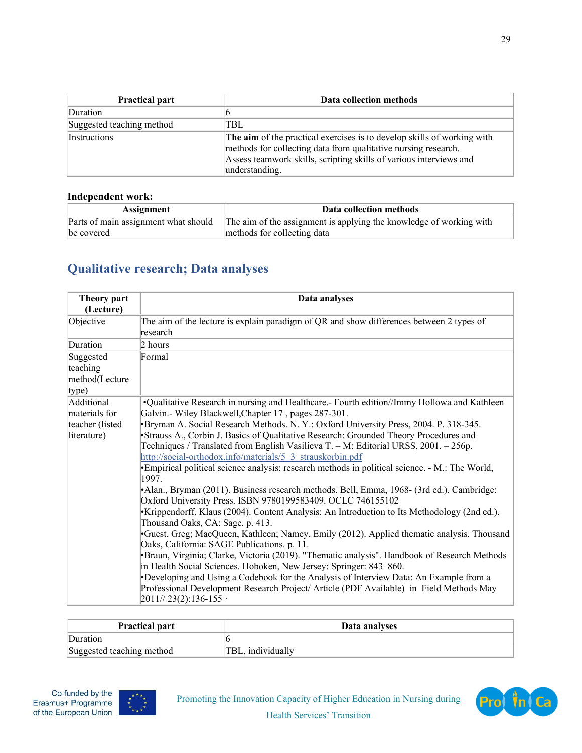| Practical part | Data collection methods |
|---|---|
| Duration | 6 |
| Suggested teaching method | TBL |
| Instructions | **The aim** of the practical exercises is to develop skills of working with methods for collecting data from qualitative nursing research. Assess teamwork skills, scripting skills of various interviews and understanding. |

**Independent work:**

| Assignment | Data collection methods |
|---|---|
| Parts of main assignment what should be covered | The aim of the assignment is applying the knowledge of working with methods for collecting data |

## Qualitative research; Data analyses

| Theory part (Lecture) | Data analyses |
|---|---|
| Objective | The aim of the lecture is explain paradigm of QR and show differences between 2 types of research |
| Duration | 2 hours |
| Suggested teaching method(Lecture type) | Formal |
| Additional materials for teacher (listed literature) | •Qualitative Research in nursing and Healthcare.- Fourth edition//Immy Hollowa and Kathleen Galvin.- Wiley Blackwell,Chapter 17 , pages 287-301.<br>•Bryman A. Social Research Methods. N. Y.: Oxford University Press, 2004. P. 318-345.<br>•Strauss A., Corbin J. Basics of Qualitative Research: Grounded Theory Procedures and Techniques / Translated from English Vasilieva T. – M: Editorial URSS, 2001. – 256p. http://social-orthodox.info/materials/5_3_strauskorbin.pdf<br>•Empirical political science analysis: research methods in political science. - M.: The World, 1997.<br>•Alan., Bryman (2011). Business research methods. Bell, Emma, 1968- (3rd ed.). Cambridge: Oxford University Press. ISBN 9780199583409. OCLC 746155102<br>•Krippendorff, Klaus (2004). Content Analysis: An Introduction to Its Methodology (2nd ed.). Thousand Oaks, CA: Sage. p. 413.<br>•Guest, Greg; MacQueen, Kathleen; Namey, Emily (2012). Applied thematic analysis. Thousand Oaks, California: SAGE Publications. p. 11.<br>•Braun, Virginia; Clarke, Victoria (2019). "Thematic analysis". Handbook of Research Methods in Health Social Sciences. Hoboken, New Jersey: Springer: 843–860.<br>•Developing and Using a Codebook for the Analysis of Interview Data: An Example from a Professional Development Research Project/ Article (PDF Available) in Field Methods May 2011// 23(2):136-155 · |

| Practical part | Data analyses |
|---|---|
| Duration | 6 |
| Suggested teaching method | TBL, individually |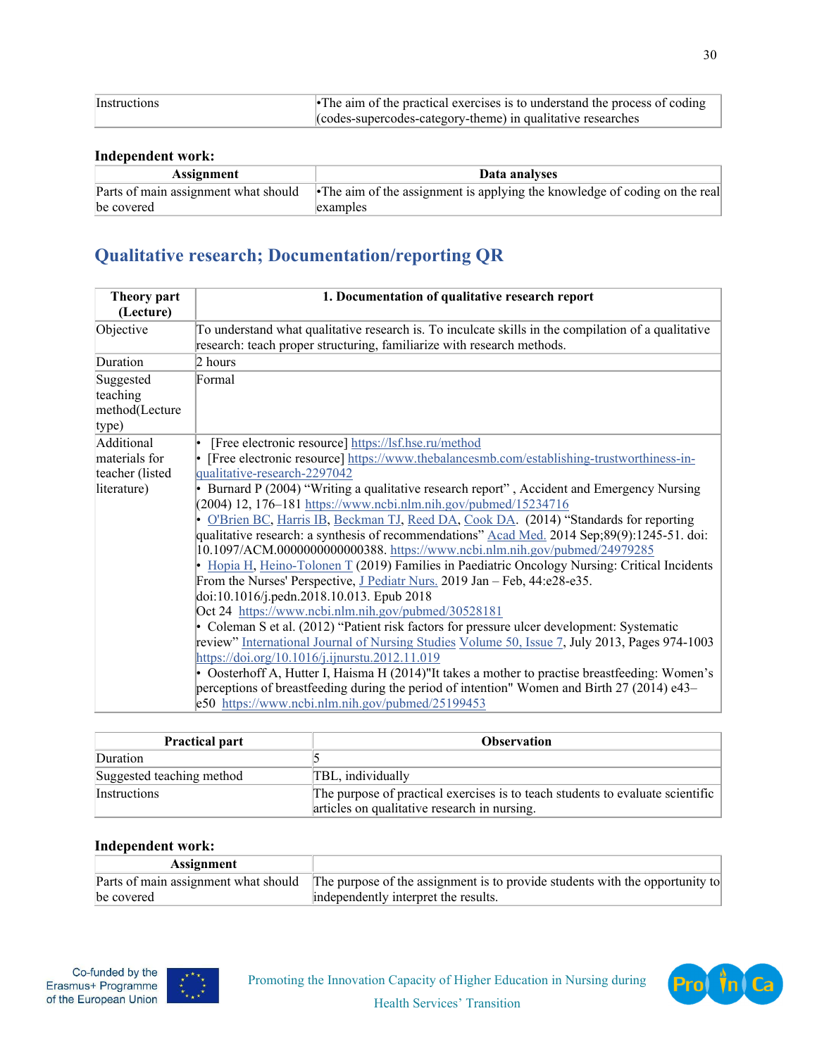| | |
|---|---|
| Instructions | •The aim of the practical exercises is to understand the process of coding (codes-supercodes-category-theme) in qualitative researches |

**Independent work:**

| Assignment | Data analyses |
|---|---|
| Parts of main assignment what should be covered | •The aim of the assignment is applying the knowledge of coding on the real examples |

## Qualitative research; Documentation/reporting QR

| Theory part (Lecture) | 1. Documentation of qualitative research report |
|---|---|
| Objective | To understand what qualitative research is. To inculcate skills in the compilation of a qualitative research: teach proper structuring, familiarize with research methods. |
| Duration | 2 hours |
| Suggested teaching method(Lecture type) | Formal |
| Additional materials for teacher (listed literature) | • [Free electronic resource] https://lsf.hse.ru/method<br>• [Free electronic resource] https://www.thebalancesmb.com/establishing-trustworthiness-in-qualitative-research-2297042<br>• Burnard P (2004) "Writing a qualitative research report" , Accident and Emergency Nursing (2004) 12, 176–181 https://www.ncbi.nlm.nih.gov/pubmed/15234716<br>• O'Brien BC, Harris IB, Beckman TJ, Reed DA, Cook DA. (2014) "Standards for reporting qualitative research: a synthesis of recommendations" Acad Med. 2014 Sep;89(9):1245-51. doi: 10.1097/ACM.0000000000000388. https://www.ncbi.nlm.nih.gov/pubmed/24979285<br>• Hopia H, Heino-Tolonen T (2019) Families in Paediatric Oncology Nursing: Critical Incidents From the Nurses' Perspective, J Pediatr Nurs. 2019 Jan – Feb, 44:e28-e35. doi:10.1016/j.pedn.2018.10.013. Epub 2018 Oct 24 https://www.ncbi.nlm.nih.gov/pubmed/30528181<br>• Coleman S et al. (2012) "Patient risk factors for pressure ulcer development: Systematic review" International Journal of Nursing Studies Volume 50, Issue 7, July 2013, Pages 974-1003 https://doi.org/10.1016/j.ijnurstu.2012.11.019<br>• Oosterhoff A, Hutter I, Haisma H (2014)"It takes a mother to practise breastfeeding: Women's perceptions of breastfeeding during the period of intention" Women and Birth 27 (2014) e43–e50 https://www.ncbi.nlm.nih.gov/pubmed/25199453 |

| Practical part | Observation |
|---|---|
| Duration | 5 |
| Suggested teaching method | TBL, individually |
| Instructions | The purpose of practical exercises is to teach students to evaluate scientific articles on qualitative research in nursing. |

**Independent work:**

| Assignment | |
|---|---|
| Parts of main assignment what should be covered | The purpose of the assignment is to provide students with the opportunity to independently interpret the results. |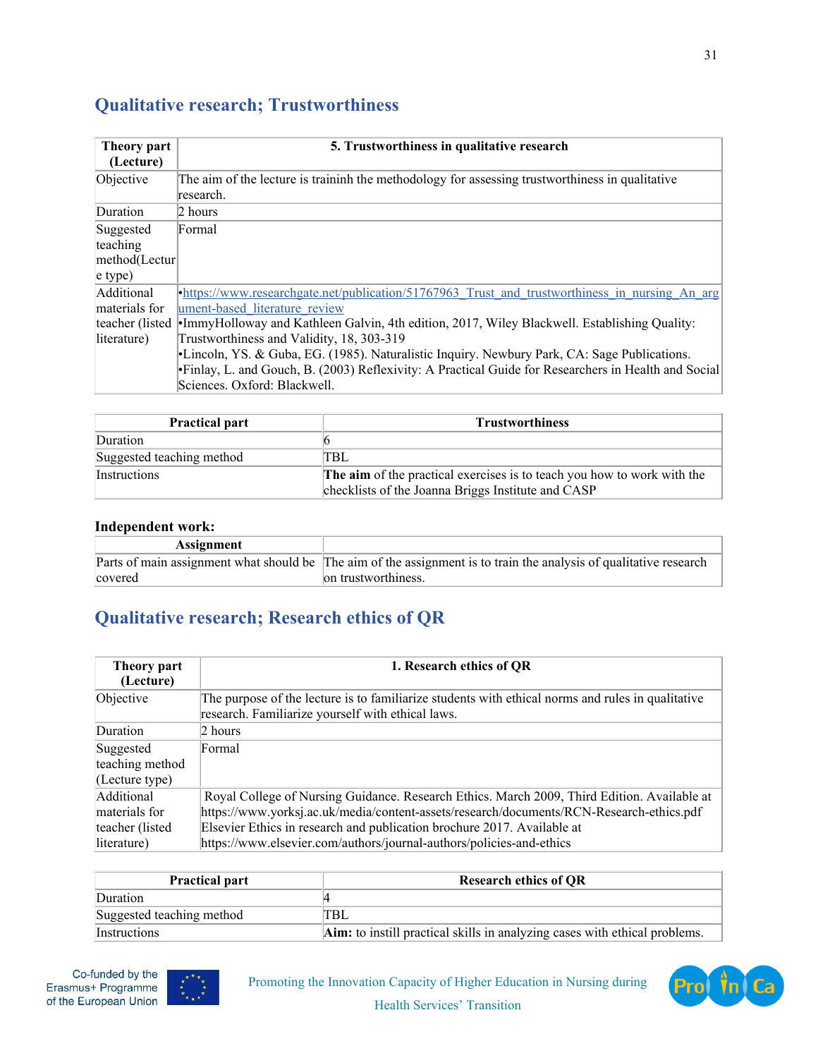## Qualitative research; Trustworthiness

| Theory part (Lecture) | 5. Trustworthiness in qualitative research |
|---|---|
| Objective | The aim of the lecture is traininh the methodology for assessing trustworthiness in qualitative research. |
| Duration | 2 hours |
| Suggested teaching method(Lecture type) | Formal |
| Additional materials for teacher (listed literature) | •https://www.researchgate.net/publication/51767963_Trust_and_trustworthiness_in_nursing_An_argument-based_literature_review<br>•ImmyHolloway and Kathleen Galvin, 4th edition, 2017, Wiley Blackwell. Establishing Quality: Trustworthiness and Validity, 18, 303-319<br>•Lincoln, YS. & Guba, EG. (1985). Naturalistic Inquiry. Newbury Park, CA: Sage Publications.<br>•Finlay, L. and Gouch, B. (2003) Reflexivity: A Practical Guide for Researchers in Health and Social Sciences. Oxford: Blackwell. |

| Practical part | Trustworthiness |
|---|---|
| Duration | 6 |
| Suggested teaching method | TBL |
| Instructions | **The aim** of the practical exercises is to teach you how to work with the checklists of the Joanna Briggs Institute and CASP |

**Independent work:**

| Assignment | |
|---|---|
| Parts of main assignment what should be covered | The aim of the assignment is to train the analysis of qualitative research on trustworthiness. |

## Qualitative research; Research ethics of QR

| Theory part (Lecture) | 1. Research ethics of QR |
|---|---|
| Objective | The purpose of the lecture is to familiarize students with ethical norms and rules in qualitative research. Familiarize yourself with ethical laws. |
| Duration | 2 hours |
| Suggested teaching method (Lecture type) | Formal |
| Additional materials for teacher (listed literature) | Royal College of Nursing Guidance. Research Ethics. March 2009, Third Edition. Available at https://www.yorksj.ac.uk/media/content-assets/research/documents/RCN-Research-ethics.pdf<br>Elsevier Ethics in research and publication brochure 2017. Available at https://www.elsevier.com/authors/journal-authors/policies-and-ethics |

| Practical part | Research ethics of QR |
|---|---|
| Duration | 4 |
| Suggested teaching method | TBL |
| Instructions | **Aim:** to instill practical skills in analyzing cases with ethical problems. |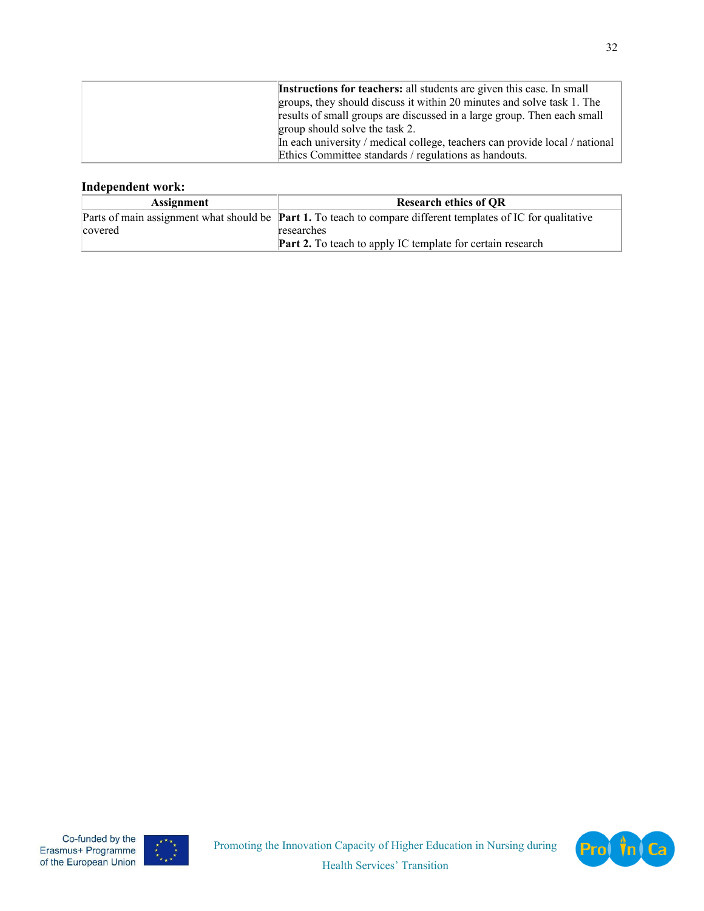| | **Instructions for teachers:** all students are given this case. In small groups, they should discuss it within 20 minutes and solve task 1. The results of small groups are discussed in a large group. Then each small group should solve the task 2.<br>In each university / medical college, teachers can provide local / national Ethics Committee standards / regulations as handouts. |
|---|---|

**Independent work:**

| Assignment | Research ethics of QR |
|---|---|
| Parts of main assignment what should be covered | **Part 1.** To teach to compare different templates of IC for qualitative researches<br>**Part 2.** To teach to apply IC template for certain research |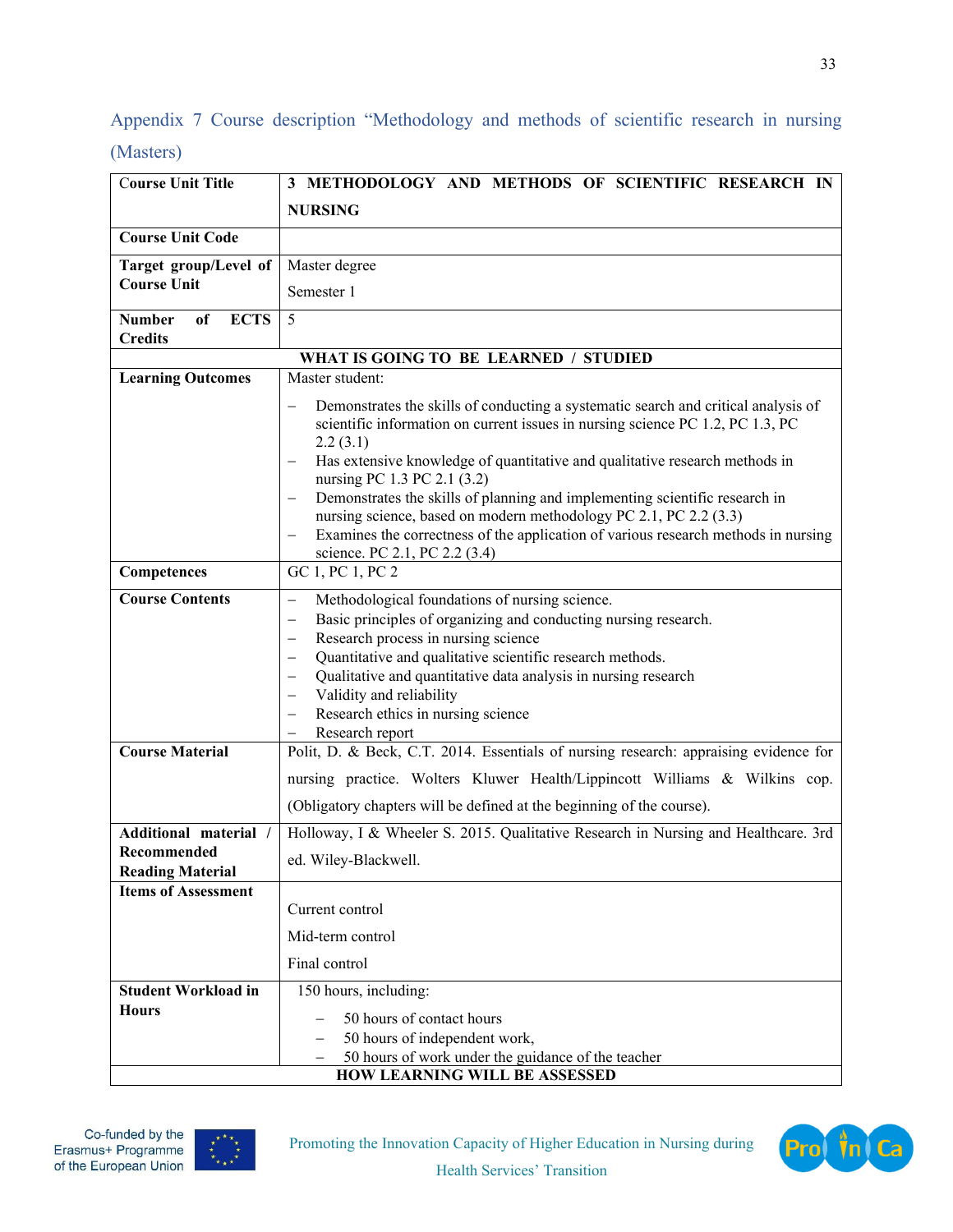## Appendix 7 Course description "Methodology and methods of scientific research in nursing (Masters)

| Course Unit Title | 3 METHODOLOGY AND METHODS OF SCIENTIFIC RESEARCH IN NURSING |
|---|---|
| Course Unit Code | |
| Target group/Level of Course Unit | Master degree<br><br>Semester 1 |
| Number of ECTS Credits | 5 |
| **WHAT IS GOING TO BE LEARNED / STUDIED** | |
| Learning Outcomes | Master student:<br><br>– Demonstrates the skills of conducting a systematic search and critical analysis of scientific information on current issues in nursing science PC 1.2, PC 1.3, PC 2.2 (3.1)<br>– Has extensive knowledge of quantitative and qualitative research methods in nursing PC 1.3 PC 2.1 (3.2)<br>– Demonstrates the skills of planning and implementing scientific research in nursing science, based on modern methodology PC 2.1, PC 2.2 (3.3)<br>– Examines the correctness of the application of various research methods in nursing science. PC 2.1, PC 2.2 (3.4) |
| Competences | GC 1, PC 1, PC 2 |
| Course Contents | – Methodological foundations of nursing science.<br>– Basic principles of organizing and conducting nursing research.<br>– Research process in nursing science<br>– Quantitative and qualitative scientific research methods.<br>– Qualitative and quantitative data analysis in nursing research<br>– Validity and reliability<br>– Research ethics in nursing science<br>– Research report |
| Course Material | Polit, D. & Beck, C.T. 2014. Essentials of nursing research: appraising evidence for nursing practice. Wolters Kluwer Health/Lippincott Williams & Wilkins cop. (Obligatory chapters will be defined at the beginning of the course). |
| Additional material / Recommended Reading Material | Holloway, I & Wheeler S. 2015. Qualitative Research in Nursing and Healthcare. 3rd ed. Wiley-Blackwell. |
| Items of Assessment | Current control<br><br>Mid-term control<br><br>Final control |
| Student Workload in Hours | 150 hours, including:<br><br>– 50 hours of contact hours<br>– 50 hours of independent work,<br>– 50 hours of work under the guidance of the teacher |
| **HOW LEARNING WILL BE ASSESSED** | |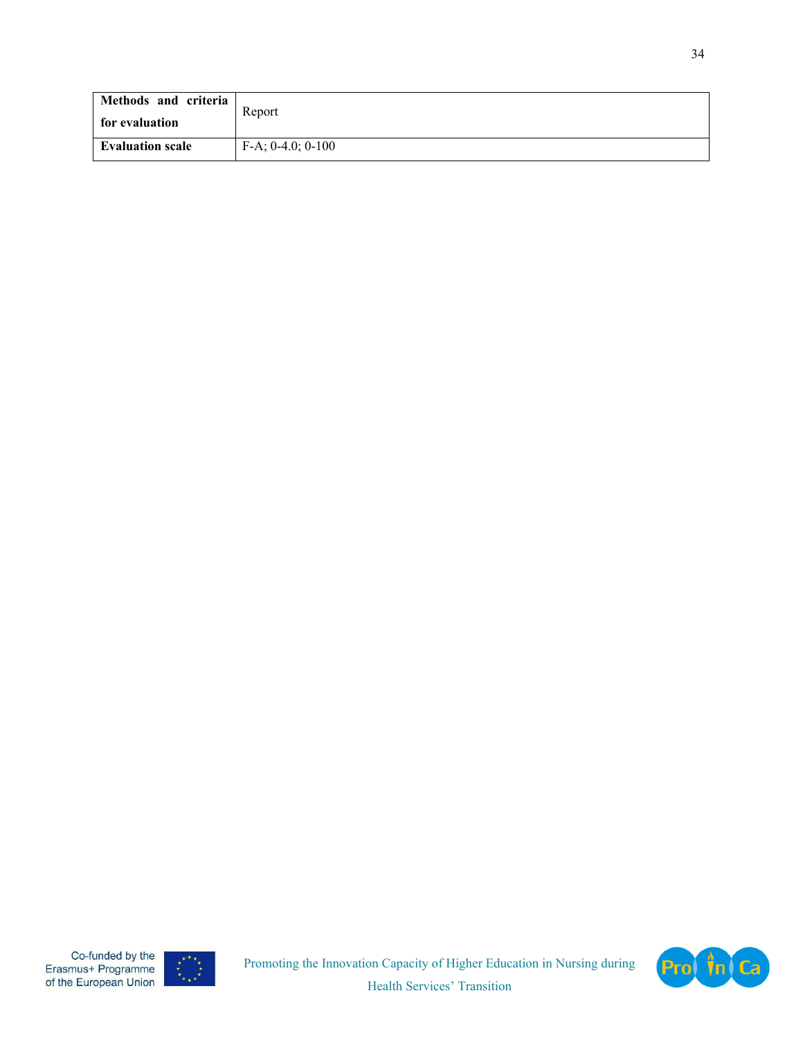| | |
|---|---|
| **Methods and criteria for evaluation** | Report |
| **Evaluation scale** | F-A; 0-4.0; 0-100 |